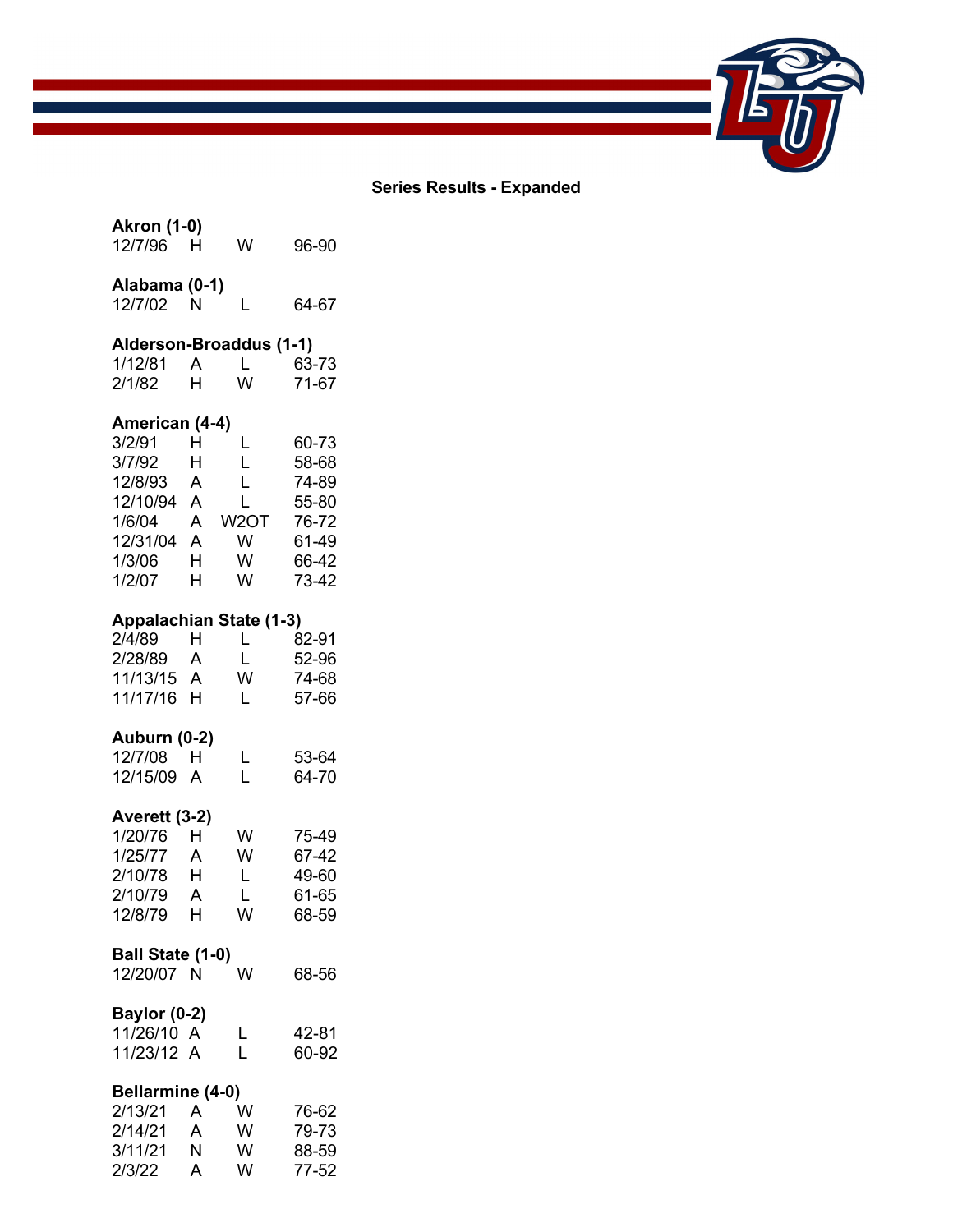## Series Results - Expanded

**Akron (1-0)**

| | | | |
|---|---|---|---|
| 12/7/96 | H | W | 96-90 |

**Alabama (0-1)**

| | | | |
|---|---|---|---|
| 12/7/02 | N | L | 64-67 |

**Alderson-Broaddus (1-1)**

| | | | |
|---|---|---|---|
| 1/12/81 | A | L | 63-73 |
| 2/1/82 | H | W | 71-67 |

**American (4-4)**

| | | | |
|---|---|---|---|
| 3/2/91 | H | L | 60-73 |
| 3/7/92 | H | L | 58-68 |
| 12/8/93 | A | L | 74-89 |
| 12/10/94 | A | L | 55-80 |
| 1/6/04 | A | W2OT | 76-72 |
| 12/31/04 | A | W | 61-49 |
| 1/3/06 | H | W | 66-42 |
| 1/2/07 | H | W | 73-42 |

**Appalachian State (1-3)**

| | | | |
|---|---|---|---|
| 2/4/89 | H | L | 82-91 |
| 2/28/89 | A | L | 52-96 |
| 11/13/15 | A | W | 74-68 |
| 11/17/16 | H | L | 57-66 |

**Auburn (0-2)**

| | | | |
|---|---|---|---|
| 12/7/08 | H | L | 53-64 |
| 12/15/09 | A | L | 64-70 |

**Averett (3-2)**

| | | | |
|---|---|---|---|
| 1/20/76 | H | W | 75-49 |
| 1/25/77 | A | W | 67-42 |
| 2/10/78 | H | L | 49-60 |
| 2/10/79 | A | L | 61-65 |
| 12/8/79 | H | W | 68-59 |

**Ball State (1-0)**

| | | | |
|---|---|---|---|
| 12/20/07 | N | W | 68-56 |

**Baylor (0-2)**

| | | | |
|---|---|---|---|
| 11/26/10 | A | L | 42-81 |
| 11/23/12 | A | L | 60-92 |

**Bellarmine (4-0)**

| | | | |
|---|---|---|---|
| 2/13/21 | A | W | 76-62 |
| 2/14/21 | A | W | 79-73 |
| 3/11/21 | N | W | 88-59 |
| 2/3/22 | A | W | 77-52 |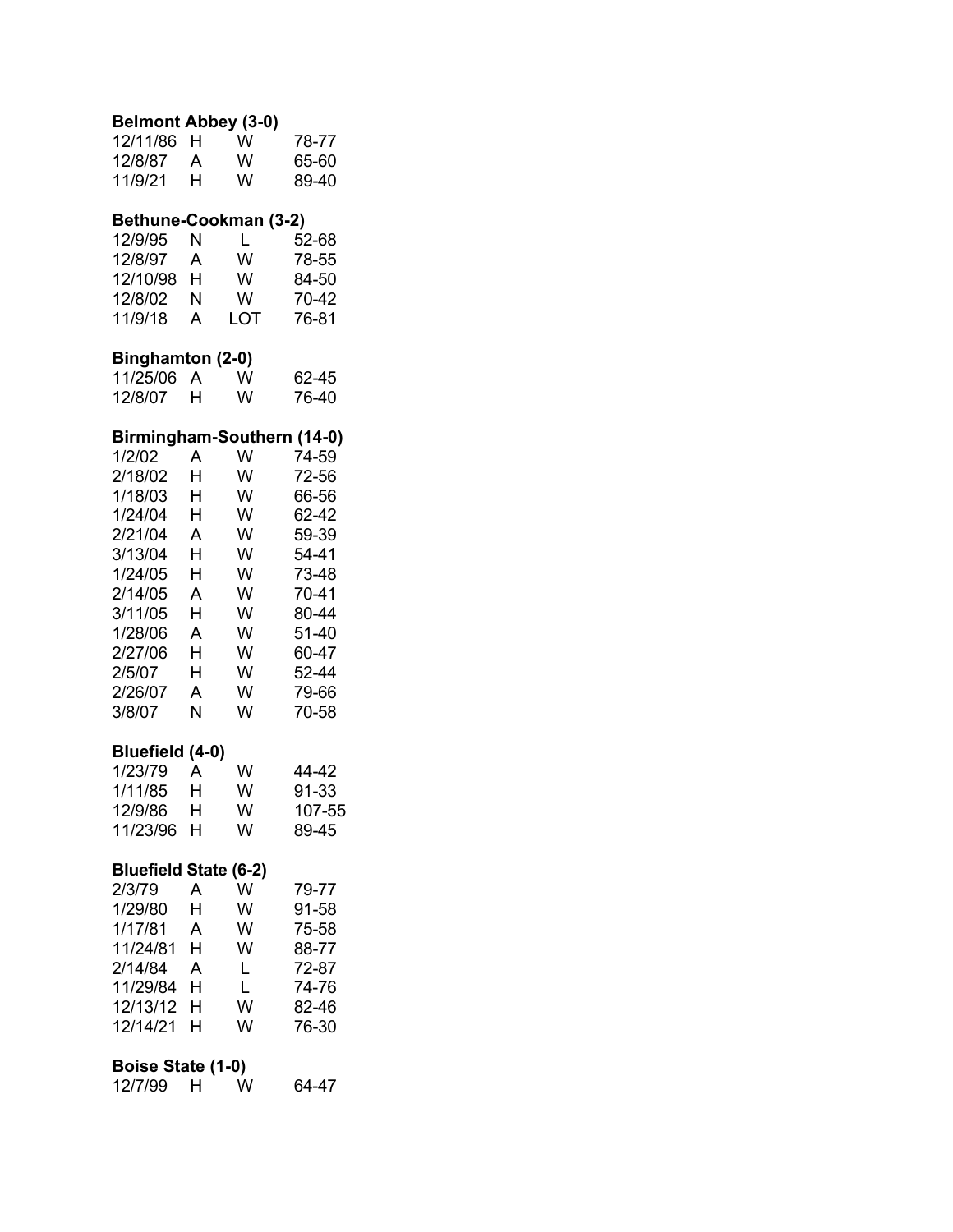**Belmont Abbey (3-0)**

| | | | |
|---|---|---|---|
| 12/11/86 | H | W | 78-77 |
| 12/8/87 | A | W | 65-60 |
| 11/9/21 | H | W | 89-40 |

**Bethune-Cookman (3-2)**

| | | | |
|---|---|---|---|
| 12/9/95 | N | L | 52-68 |
| 12/8/97 | A | W | 78-55 |
| 12/10/98 | H | W | 84-50 |
| 12/8/02 | N | W | 70-42 |
| 11/9/18 | A | LOT | 76-81 |

**Binghamton (2-0)**

| | | | |
|---|---|---|---|
| 11/25/06 | A | W | 62-45 |
| 12/8/07 | H | W | 76-40 |

**Birmingham-Southern (14-0)**

| | | | |
|---|---|---|---|
| 1/2/02 | A | W | 74-59 |
| 2/18/02 | H | W | 72-56 |
| 1/18/03 | H | W | 66-56 |
| 1/24/04 | H | W | 62-42 |
| 2/21/04 | A | W | 59-39 |
| 3/13/04 | H | W | 54-41 |
| 1/24/05 | H | W | 73-48 |
| 2/14/05 | A | W | 70-41 |
| 3/11/05 | H | W | 80-44 |
| 1/28/06 | A | W | 51-40 |
| 2/27/06 | H | W | 60-47 |
| 2/5/07 | H | W | 52-44 |
| 2/26/07 | A | W | 79-66 |
| 3/8/07 | N | W | 70-58 |

**Bluefield (4-0)**

| | | | |
|---|---|---|---|
| 1/23/79 | A | W | 44-42 |
| 1/11/85 | H | W | 91-33 |
| 12/9/86 | H | W | 107-55 |
| 11/23/96 | H | W | 89-45 |

**Bluefield State (6-2)**

| | | | |
|---|---|---|---|
| 2/3/79 | A | W | 79-77 |
| 1/29/80 | H | W | 91-58 |
| 1/17/81 | A | W | 75-58 |
| 11/24/81 | H | W | 88-77 |
| 2/14/84 | A | L | 72-87 |
| 11/29/84 | H | L | 74-76 |
| 12/13/12 | H | W | 82-46 |
| 12/14/21 | H | W | 76-30 |

**Boise State (1-0)**

| | | | |
|---|---|---|---|
| 12/7/99 | H | W | 64-47 |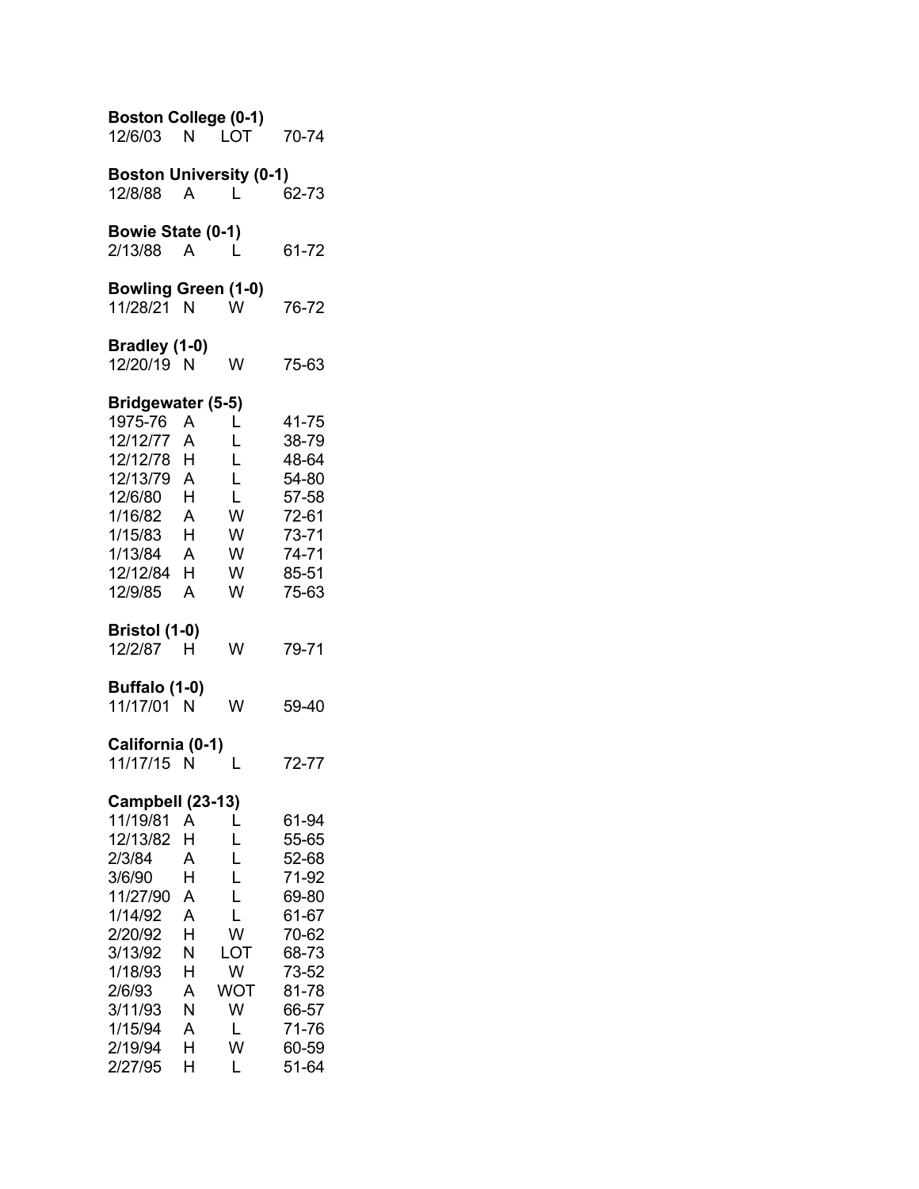**Boston College (0-1)**

| | | | |
|---|---|---|---|
| 12/6/03 | N | LOT | 70-74 |

**Boston University (0-1)**

| | | | |
|---|---|---|---|
| 12/8/88 | A | L | 62-73 |

**Bowie State (0-1)**

| | | | |
|---|---|---|---|
| 2/13/88 | A | L | 61-72 |

**Bowling Green (1-0)**

| | | | |
|---|---|---|---|
| 11/28/21 | N | W | 76-72 |

**Bradley (1-0)**

| | | | |
|---|---|---|---|
| 12/20/19 | N | W | 75-63 |

**Bridgewater (5-5)**

| | | | |
|---|---|---|---|
| 1975-76 | A | L | 41-75 |
| 12/12/77 | A | L | 38-79 |
| 12/12/78 | H | L | 48-64 |
| 12/13/79 | A | L | 54-80 |
| 12/6/80 | H | L | 57-58 |
| 1/16/82 | A | W | 72-61 |
| 1/15/83 | H | W | 73-71 |
| 1/13/84 | A | W | 74-71 |
| 12/12/84 | H | W | 85-51 |
| 12/9/85 | A | W | 75-63 |

**Bristol (1-0)**

| | | | |
|---|---|---|---|
| 12/2/87 | H | W | 79-71 |

**Buffalo (1-0)**

| | | | |
|---|---|---|---|
| 11/17/01 | N | W | 59-40 |

**California (0-1)**

| | | | |
|---|---|---|---|
| 11/17/15 | N | L | 72-77 |

**Campbell (23-13)**

| | | | |
|---|---|---|---|
| 11/19/81 | A | L | 61-94 |
| 12/13/82 | H | L | 55-65 |
| 2/3/84 | A | L | 52-68 |
| 3/6/90 | H | L | 71-92 |
| 11/27/90 | A | L | 69-80 |
| 1/14/92 | A | L | 61-67 |
| 2/20/92 | H | W | 70-62 |
| 3/13/92 | N | LOT | 68-73 |
| 1/18/93 | H | W | 73-52 |
| 2/6/93 | A | WOT | 81-78 |
| 3/11/93 | N | W | 66-57 |
| 1/15/94 | A | L | 71-76 |
| 2/19/94 | H | W | 60-59 |
| 2/27/95 | H | L | 51-64 |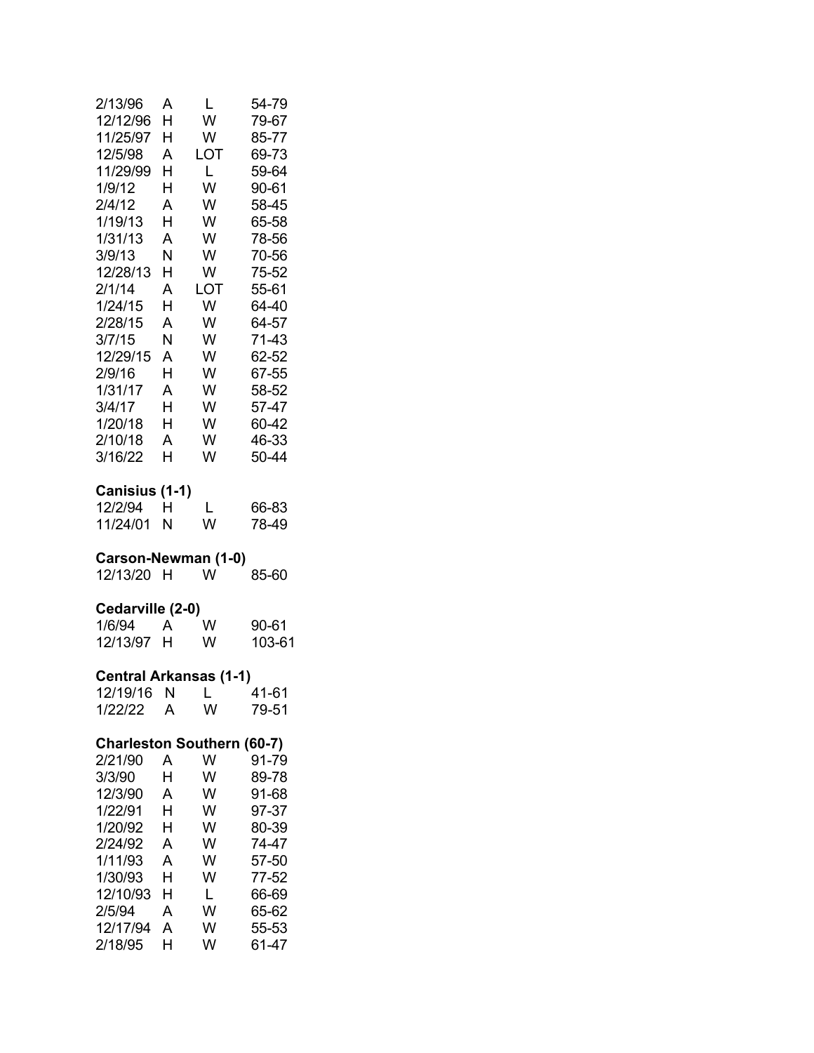| | | | |
|---|---|---|---|
| 2/13/96 | A | L | 54-79 |
| 12/12/96 | H | W | 79-67 |
| 11/25/97 | H | W | 85-77 |
| 12/5/98 | A | LOT | 69-73 |
| 11/29/99 | H | L | 59-64 |
| 1/9/12 | H | W | 90-61 |
| 2/4/12 | A | W | 58-45 |
| 1/19/13 | H | W | 65-58 |
| 1/31/13 | A | W | 78-56 |
| 3/9/13 | N | W | 70-56 |
| 12/28/13 | H | W | 75-52 |
| 2/1/14 | A | LOT | 55-61 |
| 1/24/15 | H | W | 64-40 |
| 2/28/15 | A | W | 64-57 |
| 3/7/15 | N | W | 71-43 |
| 12/29/15 | A | W | 62-52 |
| 2/9/16 | H | W | 67-55 |
| 1/31/17 | A | W | 58-52 |
| 3/4/17 | H | W | 57-47 |
| 1/20/18 | H | W | 60-42 |
| 2/10/18 | A | W | 46-33 |
| 3/16/22 | H | W | 50-44 |

**Canisius (1-1)**

| | | | |
|---|---|---|---|
| 12/2/94 | H | L | 66-83 |
| 11/24/01 | N | W | 78-49 |

**Carson-Newman (1-0)**

| | | | |
|---|---|---|---|
| 12/13/20 | H | W | 85-60 |

**Cedarville (2-0)**

| | | | |
|---|---|---|---|
| 1/6/94 | A | W | 90-61 |
| 12/13/97 | H | W | 103-61 |

**Central Arkansas (1-1)**

| | | | |
|---|---|---|---|
| 12/19/16 | N | L | 41-61 |
| 1/22/22 | A | W | 79-51 |

**Charleston Southern (60-7)**

| | | | |
|---|---|---|---|
| 2/21/90 | A | W | 91-79 |
| 3/3/90 | H | W | 89-78 |
| 12/3/90 | A | W | 91-68 |
| 1/22/91 | H | W | 97-37 |
| 1/20/92 | H | W | 80-39 |
| 2/24/92 | A | W | 74-47 |
| 1/11/93 | A | W | 57-50 |
| 1/30/93 | H | W | 77-52 |
| 12/10/93 | H | L | 66-69 |
| 2/5/94 | A | W | 65-62 |
| 12/17/94 | A | W | 55-53 |
| 2/18/95 | H | W | 61-47 |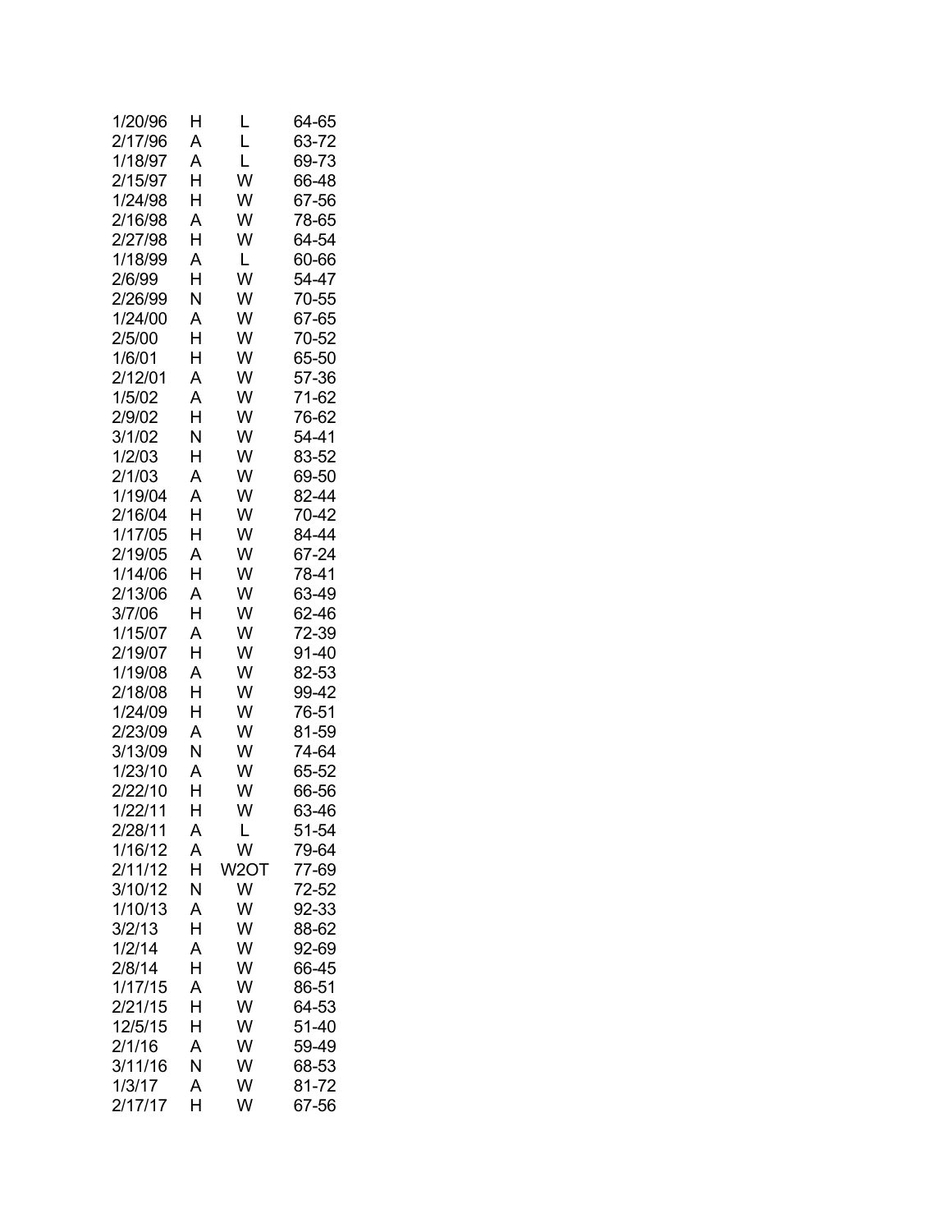| | | | |
|---|---|---|---|
| 1/20/96 | H | L | 64-65 |
| 2/17/96 | A | L | 63-72 |
| 1/18/97 | A | L | 69-73 |
| 2/15/97 | H | W | 66-48 |
| 1/24/98 | H | W | 67-56 |
| 2/16/98 | A | W | 78-65 |
| 2/27/98 | H | W | 64-54 |
| 1/18/99 | A | L | 60-66 |
| 2/6/99 | H | W | 54-47 |
| 2/26/99 | N | W | 70-55 |
| 1/24/00 | A | W | 67-65 |
| 2/5/00 | H | W | 70-52 |
| 1/6/01 | H | W | 65-50 |
| 2/12/01 | A | W | 57-36 |
| 1/5/02 | A | W | 71-62 |
| 2/9/02 | H | W | 76-62 |
| 3/1/02 | N | W | 54-41 |
| 1/2/03 | H | W | 83-52 |
| 2/1/03 | A | W | 69-50 |
| 1/19/04 | A | W | 82-44 |
| 2/16/04 | H | W | 70-42 |
| 1/17/05 | H | W | 84-44 |
| 2/19/05 | A | W | 67-24 |
| 1/14/06 | H | W | 78-41 |
| 2/13/06 | A | W | 63-49 |
| 3/7/06 | H | W | 62-46 |
| 1/15/07 | A | W | 72-39 |
| 2/19/07 | H | W | 91-40 |
| 1/19/08 | A | W | 82-53 |
| 2/18/08 | H | W | 99-42 |
| 1/24/09 | H | W | 76-51 |
| 2/23/09 | A | W | 81-59 |
| 3/13/09 | N | W | 74-64 |
| 1/23/10 | A | W | 65-52 |
| 2/22/10 | H | W | 66-56 |
| 1/22/11 | H | W | 63-46 |
| 2/28/11 | A | L | 51-54 |
| 1/16/12 | A | W | 79-64 |
| 2/11/12 | H | W2OT | 77-69 |
| 3/10/12 | N | W | 72-52 |
| 1/10/13 | A | W | 92-33 |
| 3/2/13 | H | W | 88-62 |
| 1/2/14 | A | W | 92-69 |
| 2/8/14 | H | W | 66-45 |
| 1/17/15 | A | W | 86-51 |
| 2/21/15 | H | W | 64-53 |
| 12/5/15 | H | W | 51-40 |
| 2/1/16 | A | W | 59-49 |
| 3/11/16 | N | W | 68-53 |
| 1/3/17 | A | W | 81-72 |
| 2/17/17 | H | W | 67-56 |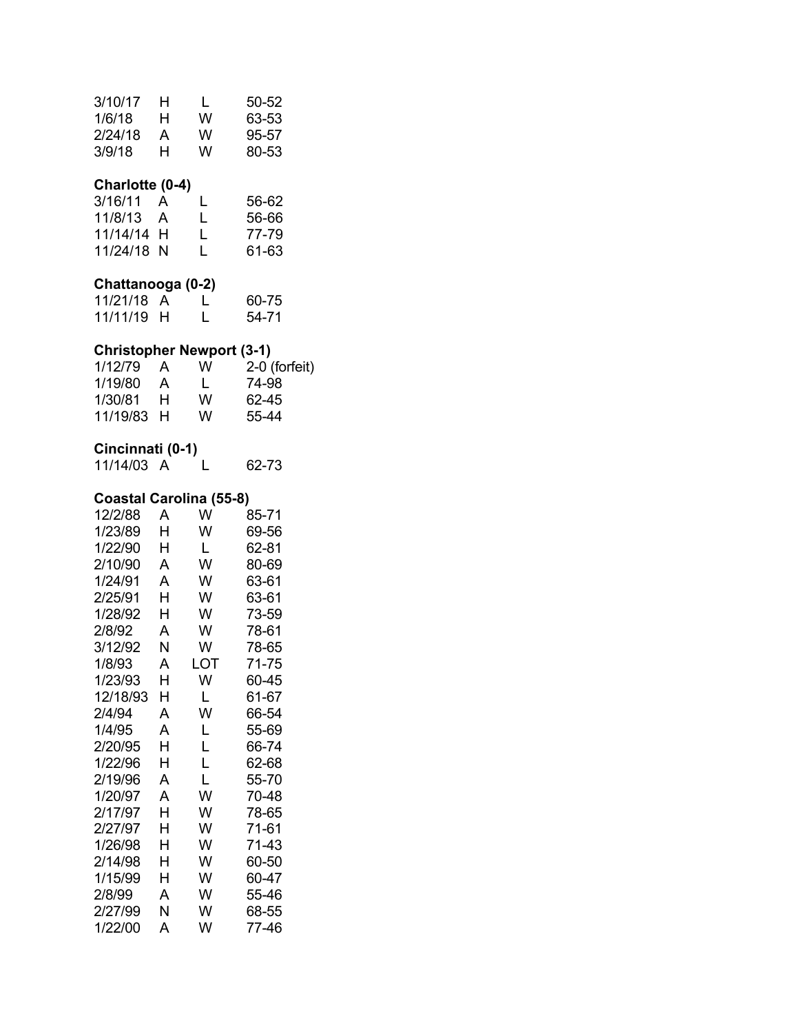| | | | |
|---|---|---|---|
| 3/10/17 | H | L | 50-52 |
| 1/6/18 | H | W | 63-53 |
| 2/24/18 | A | W | 95-57 |
| 3/9/18 | H | W | 80-53 |

**Charlotte (0-4)**

| | | | |
|---|---|---|---|
| 3/16/11 | A | L | 56-62 |
| 11/8/13 | A | L | 56-66 |
| 11/14/14 | H | L | 77-79 |
| 11/24/18 | N | L | 61-63 |

**Chattanooga (0-2)**

| | | | |
|---|---|---|---|
| 11/21/18 | A | L | 60-75 |
| 11/11/19 | H | L | 54-71 |

**Christopher Newport (3-1)**

| | | | |
|---|---|---|---|
| 1/12/79 | A | W | 2-0 (forfeit) |
| 1/19/80 | A | L | 74-98 |
| 1/30/81 | H | W | 62-45 |
| 11/19/83 | H | W | 55-44 |

**Cincinnati (0-1)**

| | | | |
|---|---|---|---|
| 11/14/03 | A | L | 62-73 |

**Coastal Carolina (55-8)**

| | | | |
|---|---|---|---|
| 12/2/88 | A | W | 85-71 |
| 1/23/89 | H | W | 69-56 |
| 1/22/90 | H | L | 62-81 |
| 2/10/90 | A | W | 80-69 |
| 1/24/91 | A | W | 63-61 |
| 2/25/91 | H | W | 63-61 |
| 1/28/92 | H | W | 73-59 |
| 2/8/92 | A | W | 78-61 |
| 3/12/92 | N | W | 78-65 |
| 1/8/93 | A | LOT | 71-75 |
| 1/23/93 | H | W | 60-45 |
| 12/18/93 | H | L | 61-67 |
| 2/4/94 | A | W | 66-54 |
| 1/4/95 | A | L | 55-69 |
| 2/20/95 | H | L | 66-74 |
| 1/22/96 | H | L | 62-68 |
| 2/19/96 | A | L | 55-70 |
| 1/20/97 | A | W | 70-48 |
| 2/17/97 | H | W | 78-65 |
| 2/27/97 | H | W | 71-61 |
| 1/26/98 | H | W | 71-43 |
| 2/14/98 | H | W | 60-50 |
| 1/15/99 | H | W | 60-47 |
| 2/8/99 | A | W | 55-46 |
| 2/27/99 | N | W | 68-55 |
| 1/22/00 | A | W | 77-46 |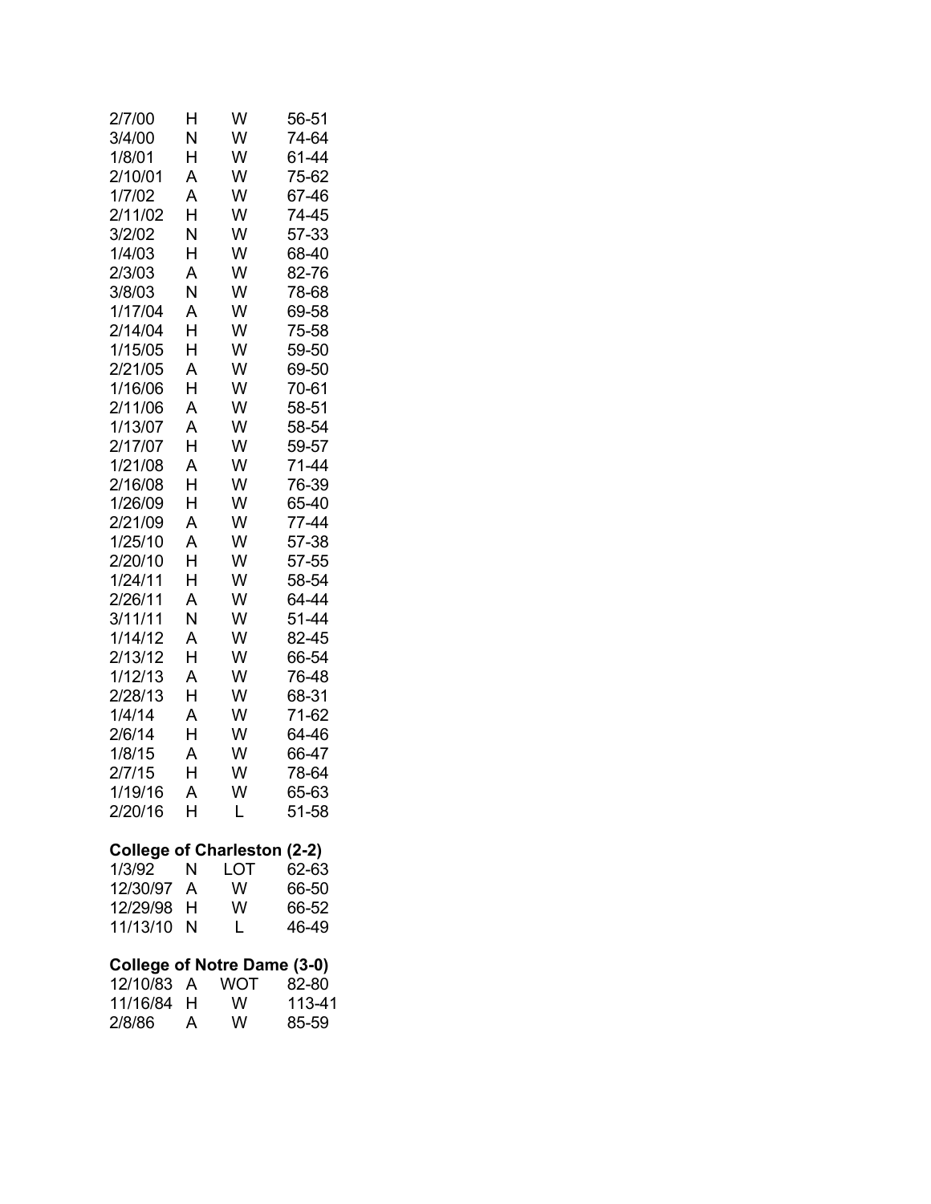| | | | |
|---|---|---|---|
| 2/7/00 | H | W | 56-51 |
| 3/4/00 | N | W | 74-64 |
| 1/8/01 | H | W | 61-44 |
| 2/10/01 | A | W | 75-62 |
| 1/7/02 | A | W | 67-46 |
| 2/11/02 | H | W | 74-45 |
| 3/2/02 | N | W | 57-33 |
| 1/4/03 | H | W | 68-40 |
| 2/3/03 | A | W | 82-76 |
| 3/8/03 | N | W | 78-68 |
| 1/17/04 | A | W | 69-58 |
| 2/14/04 | H | W | 75-58 |
| 1/15/05 | H | W | 59-50 |
| 2/21/05 | A | W | 69-50 |
| 1/16/06 | H | W | 70-61 |
| 2/11/06 | A | W | 58-51 |
| 1/13/07 | A | W | 58-54 |
| 2/17/07 | H | W | 59-57 |
| 1/21/08 | A | W | 71-44 |
| 2/16/08 | H | W | 76-39 |
| 1/26/09 | H | W | 65-40 |
| 2/21/09 | A | W | 77-44 |
| 1/25/10 | A | W | 57-38 |
| 2/20/10 | H | W | 57-55 |
| 1/24/11 | H | W | 58-54 |
| 2/26/11 | A | W | 64-44 |
| 3/11/11 | N | W | 51-44 |
| 1/14/12 | A | W | 82-45 |
| 2/13/12 | H | W | 66-54 |
| 1/12/13 | A | W | 76-48 |
| 2/28/13 | H | W | 68-31 |
| 1/4/14 | A | W | 71-62 |
| 2/6/14 | H | W | 64-46 |
| 1/8/15 | A | W | 66-47 |
| 2/7/15 | H | W | 78-64 |
| 1/19/16 | A | W | 65-63 |
| 2/20/16 | H | L | 51-58 |

**College of Charleston (2-2)**

| | | | |
|---|---|---|---|
| 1/3/92 | N | LOT | 62-63 |
| 12/30/97 | A | W | 66-50 |
| 12/29/98 | H | W | 66-52 |
| 11/13/10 | N | L | 46-49 |

**College of Notre Dame (3-0)**

| | | | |
|---|---|---|---|
| 12/10/83 | A | WOT | 82-80 |
| 11/16/84 | H | W | 113-41 |
| 2/8/86 | A | W | 85-59 |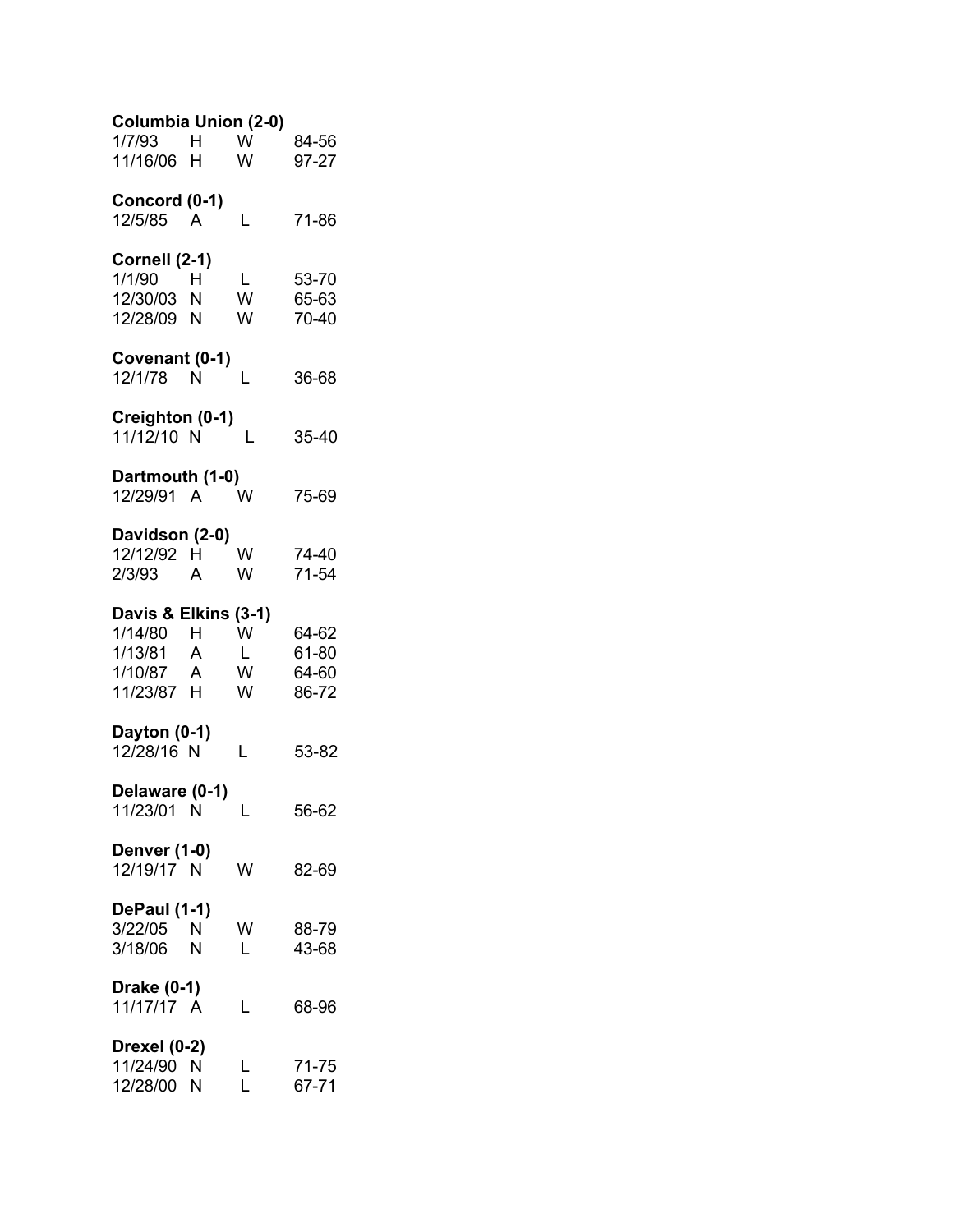**Columbia Union (2-0)**

| | | | |
|---|---|---|---|
| 1/7/93 | H | W | 84-56 |
| 11/16/06 | H | W | 97-27 |

**Concord (0-1)**

| | | | |
|---|---|---|---|
| 12/5/85 | A | L | 71-86 |

**Cornell (2-1)**

| | | | |
|---|---|---|---|
| 1/1/90 | H | L | 53-70 |
| 12/30/03 | N | W | 65-63 |
| 12/28/09 | N | W | 70-40 |

**Covenant (0-1)**

| | | | |
|---|---|---|---|
| 12/1/78 | N | L | 36-68 |

**Creighton (0-1)**

| | | | |
|---|---|---|---|
| 11/12/10 | N | L | 35-40 |

**Dartmouth (1-0)**

| | | | |
|---|---|---|---|
| 12/29/91 | A | W | 75-69 |

**Davidson (2-0)**

| | | | |
|---|---|---|---|
| 12/12/92 | H | W | 74-40 |
| 2/3/93 | A | W | 71-54 |

**Davis & Elkins (3-1)**

| | | | |
|---|---|---|---|
| 1/14/80 | H | W | 64-62 |
| 1/13/81 | A | L | 61-80 |
| 1/10/87 | A | W | 64-60 |
| 11/23/87 | H | W | 86-72 |

**Dayton (0-1)**

| | | | |
|---|---|---|---|
| 12/28/16 | N | L | 53-82 |

**Delaware (0-1)**

| | | | |
|---|---|---|---|
| 11/23/01 | N | L | 56-62 |

**Denver (1-0)**

| | | | |
|---|---|---|---|
| 12/19/17 | N | W | 82-69 |

**DePaul (1-1)**

| | | | |
|---|---|---|---|
| 3/22/05 | N | W | 88-79 |
| 3/18/06 | N | L | 43-68 |

**Drake (0-1)**

| | | | |
|---|---|---|---|
| 11/17/17 | A | L | 68-96 |

**Drexel (0-2)**

| | | | |
|---|---|---|---|
| 11/24/90 | N | L | 71-75 |
| 12/28/00 | N | L | 67-71 |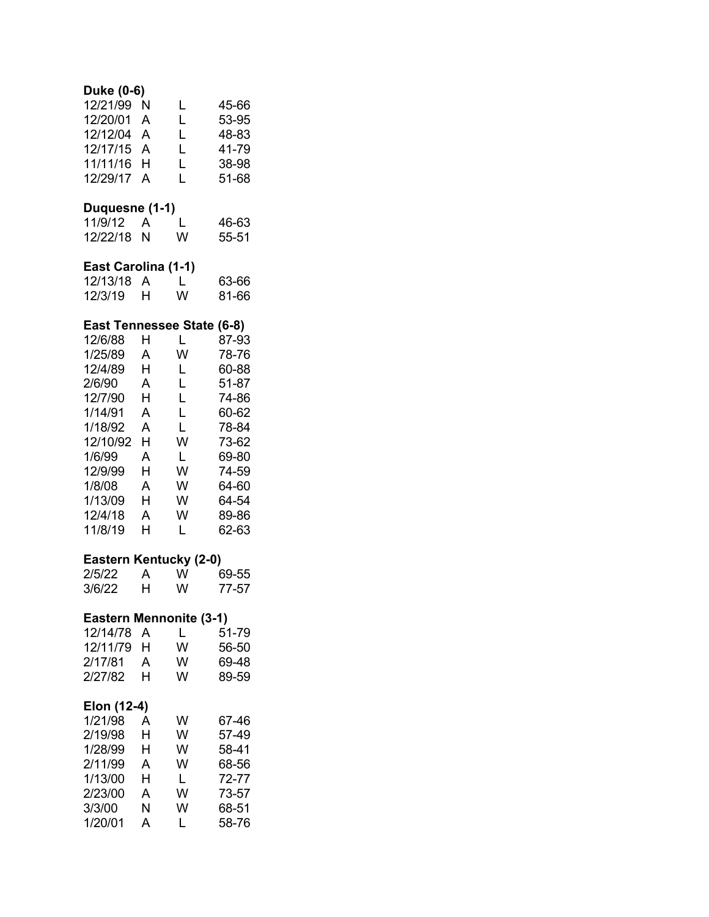**Duke (0-6)**

| | | | |
|---|---|---|---|
| 12/21/99 | N | L | 45-66 |
| 12/20/01 | A | L | 53-95 |
| 12/12/04 | A | L | 48-83 |
| 12/17/15 | A | L | 41-79 |
| 11/11/16 | H | L | 38-98 |
| 12/29/17 | A | L | 51-68 |

**Duquesne (1-1)**

| | | | |
|---|---|---|---|
| 11/9/12 | A | L | 46-63 |
| 12/22/18 | N | W | 55-51 |

**East Carolina (1-1)**

| | | | |
|---|---|---|---|
| 12/13/18 | A | L | 63-66 |
| 12/3/19 | H | W | 81-66 |

**East Tennessee State (6-8)**

| | | | |
|---|---|---|---|
| 12/6/88 | H | L | 87-93 |
| 1/25/89 | A | W | 78-76 |
| 12/4/89 | H | L | 60-88 |
| 2/6/90 | A | L | 51-87 |
| 12/7/90 | H | L | 74-86 |
| 1/14/91 | A | L | 60-62 |
| 1/18/92 | A | L | 78-84 |
| 12/10/92 | H | W | 73-62 |
| 1/6/99 | A | L | 69-80 |
| 12/9/99 | H | W | 74-59 |
| 1/8/08 | A | W | 64-60 |
| 1/13/09 | H | W | 64-54 |
| 12/4/18 | A | W | 89-86 |
| 11/8/19 | H | L | 62-63 |

**Eastern Kentucky (2-0)**

| | | | |
|---|---|---|---|
| 2/5/22 | A | W | 69-55 |
| 3/6/22 | H | W | 77-57 |

**Eastern Mennonite (3-1)**

| | | | |
|---|---|---|---|
| 12/14/78 | A | L | 51-79 |
| 12/11/79 | H | W | 56-50 |
| 2/17/81 | A | W | 69-48 |
| 2/27/82 | H | W | 89-59 |

**Elon (12-4)**

| | | | |
|---|---|---|---|
| 1/21/98 | A | W | 67-46 |
| 2/19/98 | H | W | 57-49 |
| 1/28/99 | H | W | 58-41 |
| 2/11/99 | A | W | 68-56 |
| 1/13/00 | H | L | 72-77 |
| 2/23/00 | A | W | 73-57 |
| 3/3/00 | N | W | 68-51 |
| 1/20/01 | A | L | 58-76 |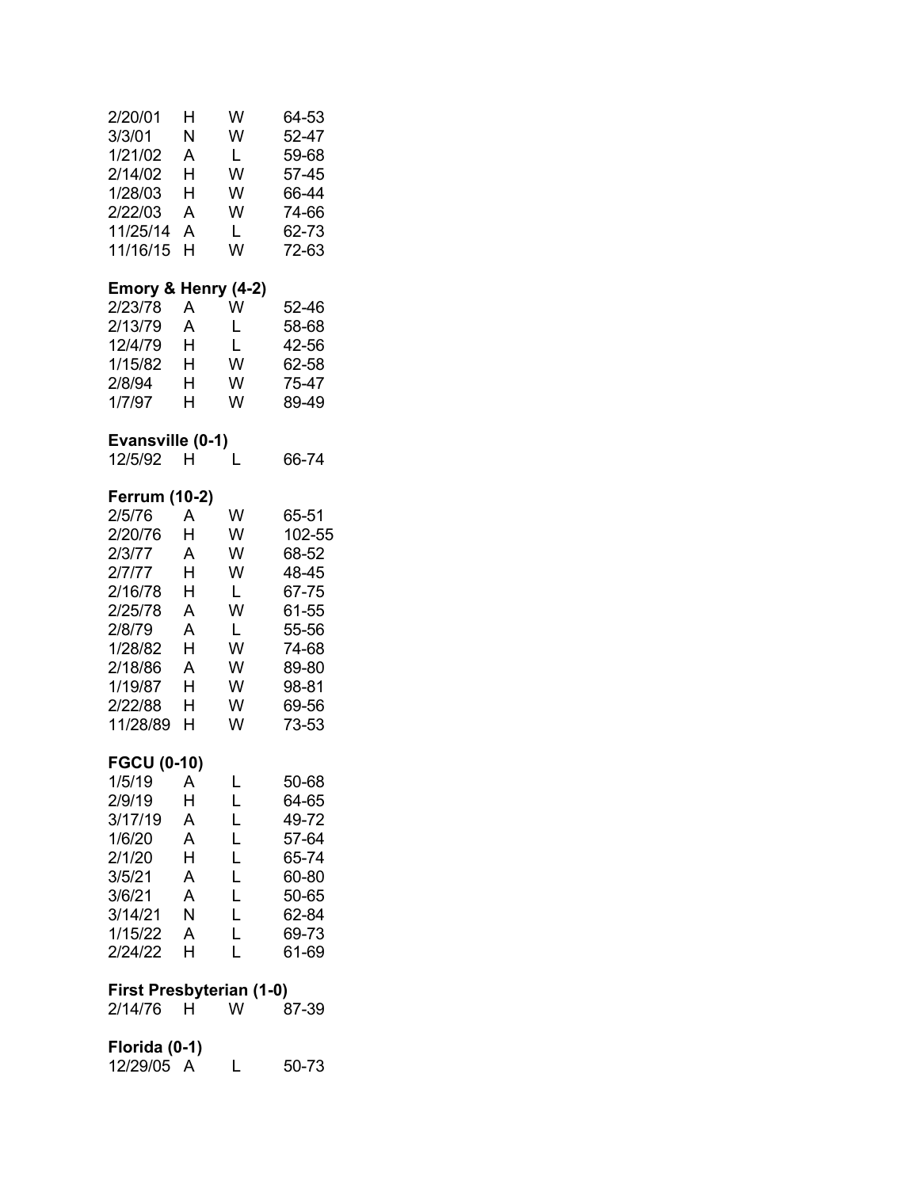| | | | |
|---|---|---|---|
| 2/20/01 | H | W | 64-53 |
| 3/3/01 | N | W | 52-47 |
| 1/21/02 | A | L | 59-68 |
| 2/14/02 | H | W | 57-45 |
| 1/28/03 | H | W | 66-44 |
| 2/22/03 | A | W | 74-66 |
| 11/25/14 | A | L | 62-73 |
| 11/16/15 | H | W | 72-63 |

**Emory & Henry (4-2)**

| | | | |
|---|---|---|---|
| 2/23/78 | A | W | 52-46 |
| 2/13/79 | A | L | 58-68 |
| 12/4/79 | H | L | 42-56 |
| 1/15/82 | H | W | 62-58 |
| 2/8/94 | H | W | 75-47 |
| 1/7/97 | H | W | 89-49 |

**Evansville (0-1)**

| | | | |
|---|---|---|---|
| 12/5/92 | H | L | 66-74 |

**Ferrum (10-2)**

| | | | |
|---|---|---|---|
| 2/5/76 | A | W | 65-51 |
| 2/20/76 | H | W | 102-55 |
| 2/3/77 | A | W | 68-52 |
| 2/7/77 | H | W | 48-45 |
| 2/16/78 | H | L | 67-75 |
| 2/25/78 | A | W | 61-55 |
| 2/8/79 | A | L | 55-56 |
| 1/28/82 | H | W | 74-68 |
| 2/18/86 | A | W | 89-80 |
| 1/19/87 | H | W | 98-81 |
| 2/22/88 | H | W | 69-56 |
| 11/28/89 | H | W | 73-53 |

**FGCU (0-10)**

| | | | |
|---|---|---|---|
| 1/5/19 | A | L | 50-68 |
| 2/9/19 | H | L | 64-65 |
| 3/17/19 | A | L | 49-72 |
| 1/6/20 | A | L | 57-64 |
| 2/1/20 | H | L | 65-74 |
| 3/5/21 | A | L | 60-80 |
| 3/6/21 | A | L | 50-65 |
| 3/14/21 | N | L | 62-84 |
| 1/15/22 | A | L | 69-73 |
| 2/24/22 | H | L | 61-69 |

**First Presbyterian (1-0)**

| | | | |
|---|---|---|---|
| 2/14/76 | H | W | 87-39 |

**Florida (0-1)**

| | | | |
|---|---|---|---|
| 12/29/05 | A | L | 50-73 |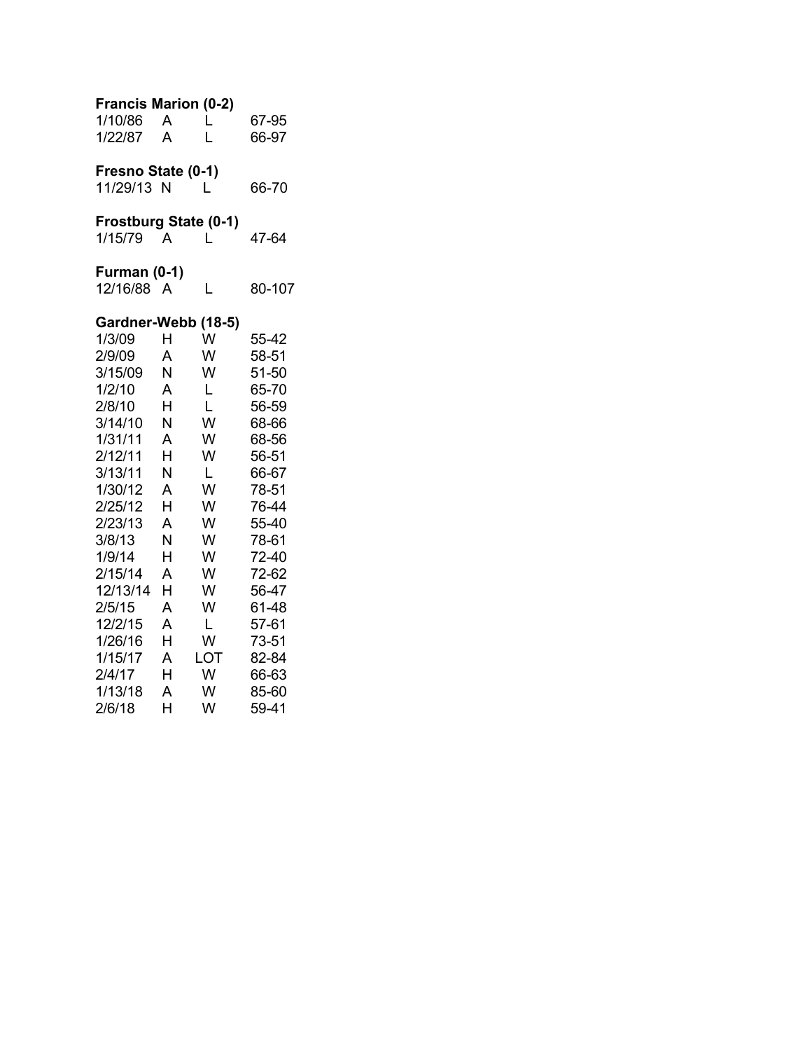**Francis Marion (0-2)**

| | | | |
|---|---|---|---|
| 1/10/86 | A | L | 67-95 |
| 1/22/87 | A | L | 66-97 |

**Fresno State (0-1)**

| | | | |
|---|---|---|---|
| 11/29/13 | N | L | 66-70 |

**Frostburg State (0-1)**

| | | | |
|---|---|---|---|
| 1/15/79 | A | L | 47-64 |

**Furman (0-1)**

| | | | |
|---|---|---|---|
| 12/16/88 | A | L | 80-107 |

**Gardner-Webb (18-5)**

| | | | |
|---|---|---|---|
| 1/3/09 | H | W | 55-42 |
| 2/9/09 | A | W | 58-51 |
| 3/15/09 | N | W | 51-50 |
| 1/2/10 | A | L | 65-70 |
| 2/8/10 | H | L | 56-59 |
| 3/14/10 | N | W | 68-66 |
| 1/31/11 | A | W | 68-56 |
| 2/12/11 | H | W | 56-51 |
| 3/13/11 | N | L | 66-67 |
| 1/30/12 | A | W | 78-51 |
| 2/25/12 | H | W | 76-44 |
| 2/23/13 | A | W | 55-40 |
| 3/8/13 | N | W | 78-61 |
| 1/9/14 | H | W | 72-40 |
| 2/15/14 | A | W | 72-62 |
| 12/13/14 | H | W | 56-47 |
| 2/5/15 | A | W | 61-48 |
| 12/2/15 | A | L | 57-61 |
| 1/26/16 | H | W | 73-51 |
| 1/15/17 | A | LOT | 82-84 |
| 2/4/17 | H | W | 66-63 |
| 1/13/18 | A | W | 85-60 |
| 2/6/18 | H | W | 59-41 |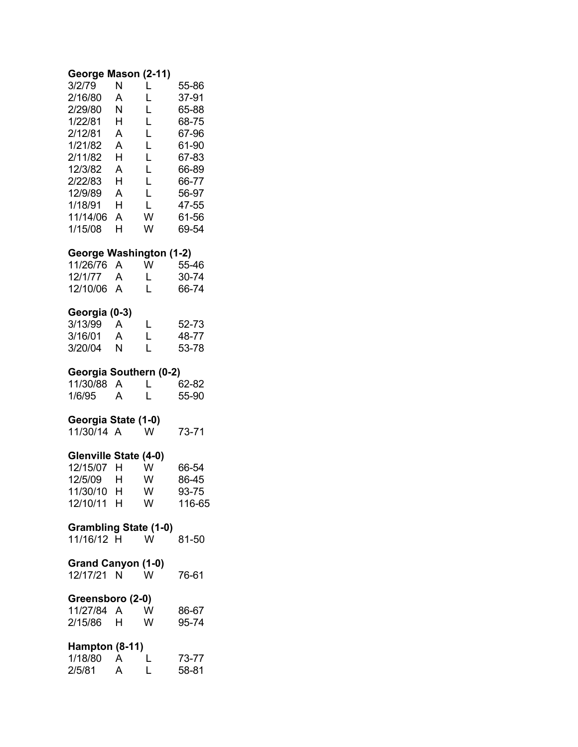**George Mason (2-11)**

| | | | |
|---|---|---|---|
| 3/2/79 | N | L | 55-86 |
| 2/16/80 | A | L | 37-91 |
| 2/29/80 | N | L | 65-88 |
| 1/22/81 | H | L | 68-75 |
| 2/12/81 | A | L | 67-96 |
| 1/21/82 | A | L | 61-90 |
| 2/11/82 | H | L | 67-83 |
| 12/3/82 | A | L | 66-89 |
| 2/22/83 | H | L | 66-77 |
| 12/9/89 | A | L | 56-97 |
| 1/18/91 | H | L | 47-55 |
| 11/14/06 | A | W | 61-56 |
| 1/15/08 | H | W | 69-54 |

**George Washington (1-2)**

| | | | |
|---|---|---|---|
| 11/26/76 | A | W | 55-46 |
| 12/1/77 | A | L | 30-74 |
| 12/10/06 | A | L | 66-74 |

**Georgia (0-3)**

| | | | |
|---|---|---|---|
| 3/13/99 | A | L | 52-73 |
| 3/16/01 | A | L | 48-77 |
| 3/20/04 | N | L | 53-78 |

**Georgia Southern (0-2)**

| | | | |
|---|---|---|---|
| 11/30/88 | A | L | 62-82 |
| 1/6/95 | A | L | 55-90 |

**Georgia State (1-0)**

| | | | |
|---|---|---|---|
| 11/30/14 | A | W | 73-71 |

**Glenville State (4-0)**

| | | | |
|---|---|---|---|
| 12/15/07 | H | W | 66-54 |
| 12/5/09 | H | W | 86-45 |
| 11/30/10 | H | W | 93-75 |
| 12/10/11 | H | W | 116-65 |

**Grambling State (1-0)**

| | | | |
|---|---|---|---|
| 11/16/12 | H | W | 81-50 |

**Grand Canyon (1-0)**

| | | | |
|---|---|---|---|
| 12/17/21 | N | W | 76-61 |

**Greensboro (2-0)**

| | | | |
|---|---|---|---|
| 11/27/84 | A | W | 86-67 |
| 2/15/86 | H | W | 95-74 |

**Hampton (8-11)**

| | | | |
|---|---|---|---|
| 1/18/80 | A | L | 73-77 |
| 2/5/81 | A | L | 58-81 |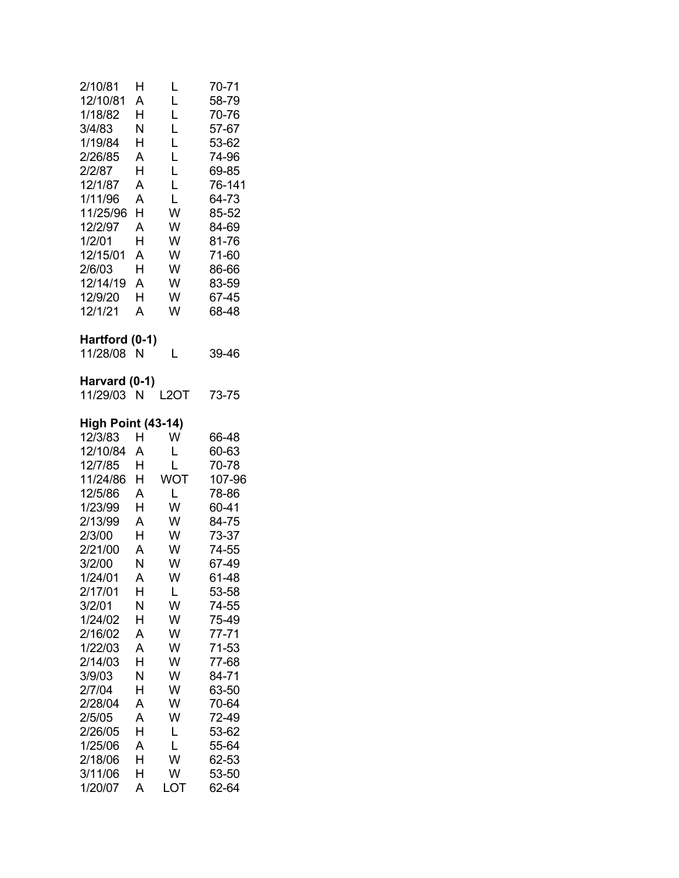| | | | |
|---|---|---|---|
| 2/10/81 | H | L | 70-71 |
| 12/10/81 | A | L | 58-79 |
| 1/18/82 | H | L | 70-76 |
| 3/4/83 | N | L | 57-67 |
| 1/19/84 | H | L | 53-62 |
| 2/26/85 | A | L | 74-96 |
| 2/2/87 | H | L | 69-85 |
| 12/1/87 | A | L | 76-141 |
| 1/11/96 | A | L | 64-73 |
| 11/25/96 | H | W | 85-52 |
| 12/2/97 | A | W | 84-69 |
| 1/2/01 | H | W | 81-76 |
| 12/15/01 | A | W | 71-60 |
| 2/6/03 | H | W | 86-66 |
| 12/14/19 | A | W | 83-59 |
| 12/9/20 | H | W | 67-45 |
| 12/1/21 | A | W | 68-48 |

**Hartford (0-1)**

| | | | |
|---|---|---|---|
| 11/28/08 | N | L | 39-46 |

**Harvard (0-1)**

| | | | |
|---|---|---|---|
| 11/29/03 | N | L2OT | 73-75 |

**High Point (43-14)**

| | | | |
|---|---|---|---|
| 12/3/83 | H | W | 66-48 |
| 12/10/84 | A | L | 60-63 |
| 12/7/85 | H | L | 70-78 |
| 11/24/86 | H | WOT | 107-96 |
| 12/5/86 | A | L | 78-86 |
| 1/23/99 | H | W | 60-41 |
| 2/13/99 | A | W | 84-75 |
| 2/3/00 | H | W | 73-37 |
| 2/21/00 | A | W | 74-55 |
| 3/2/00 | N | W | 67-49 |
| 1/24/01 | A | W | 61-48 |
| 2/17/01 | H | L | 53-58 |
| 3/2/01 | N | W | 74-55 |
| 1/24/02 | H | W | 75-49 |
| 2/16/02 | A | W | 77-71 |
| 1/22/03 | A | W | 71-53 |
| 2/14/03 | H | W | 77-68 |
| 3/9/03 | N | W | 84-71 |
| 2/7/04 | H | W | 63-50 |
| 2/28/04 | A | W | 70-64 |
| 2/5/05 | A | W | 72-49 |
| 2/26/05 | H | L | 53-62 |
| 1/25/06 | A | L | 55-64 |
| 2/18/06 | H | W | 62-53 |
| 3/11/06 | H | W | 53-50 |
| 1/20/07 | A | LOT | 62-64 |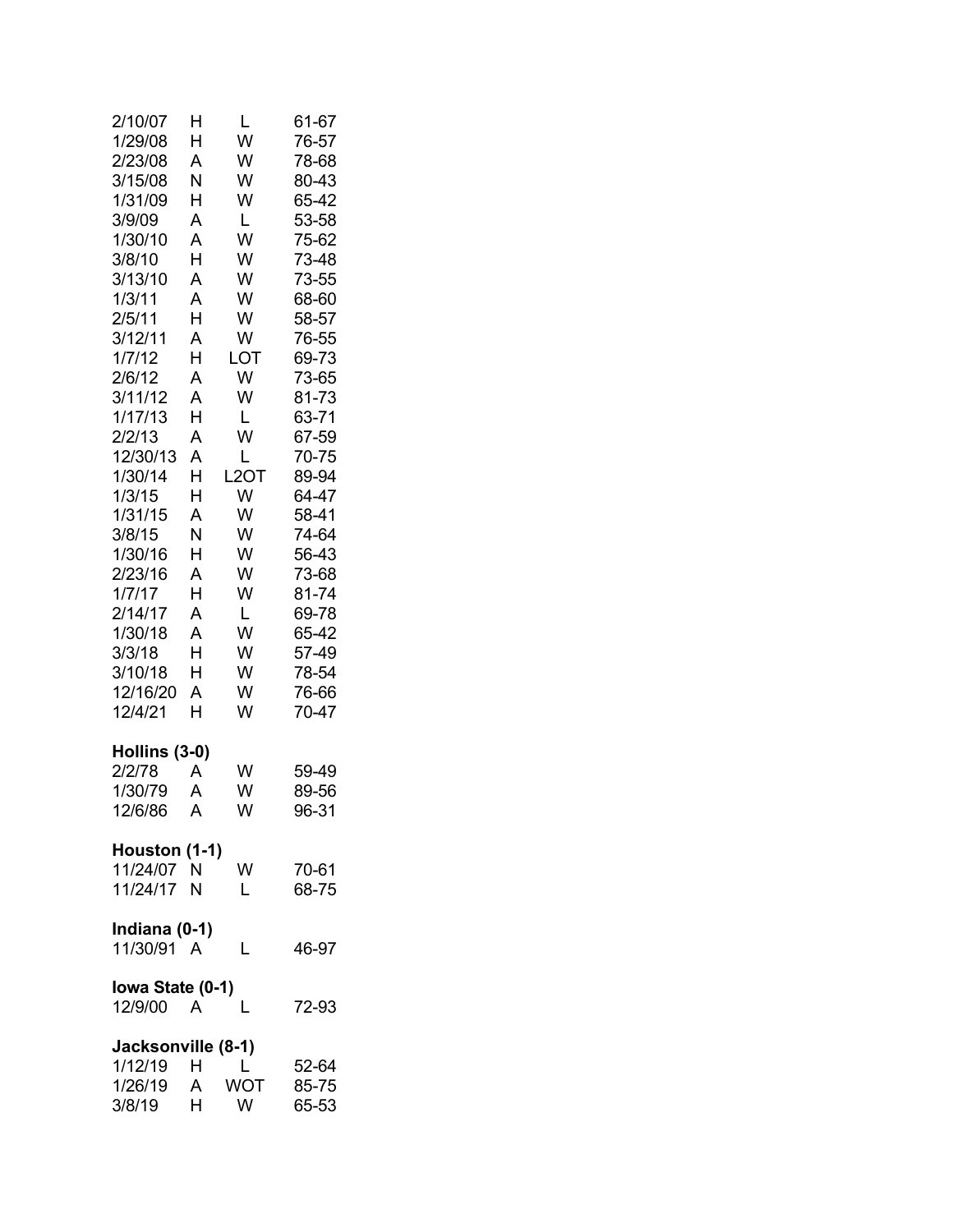| | | | |
|---|---|---|---|
| 2/10/07 | H | L | 61-67 |
| 1/29/08 | H | W | 76-57 |
| 2/23/08 | A | W | 78-68 |
| 3/15/08 | N | W | 80-43 |
| 1/31/09 | H | W | 65-42 |
| 3/9/09 | A | L | 53-58 |
| 1/30/10 | A | W | 75-62 |
| 3/8/10 | H | W | 73-48 |
| 3/13/10 | A | W | 73-55 |
| 1/3/11 | A | W | 68-60 |
| 2/5/11 | H | W | 58-57 |
| 3/12/11 | A | W | 76-55 |
| 1/7/12 | H | LOT | 69-73 |
| 2/6/12 | A | W | 73-65 |
| 3/11/12 | A | W | 81-73 |
| 1/17/13 | H | L | 63-71 |
| 2/2/13 | A | W | 67-59 |
| 12/30/13 | A | L | 70-75 |
| 1/30/14 | H | L2OT | 89-94 |
| 1/3/15 | H | W | 64-47 |
| 1/31/15 | A | W | 58-41 |
| 3/8/15 | N | W | 74-64 |
| 1/30/16 | H | W | 56-43 |
| 2/23/16 | A | W | 73-68 |
| 1/7/17 | H | W | 81-74 |
| 2/14/17 | A | L | 69-78 |
| 1/30/18 | A | W | 65-42 |
| 3/3/18 | H | W | 57-49 |
| 3/10/18 | H | W | 78-54 |
| 12/16/20 | A | W | 76-66 |
| 12/4/21 | H | W | 70-47 |

**Hollins (3-0)**

| | | | |
|---|---|---|---|
| 2/2/78 | A | W | 59-49 |
| 1/30/79 | A | W | 89-56 |
| 12/6/86 | A | W | 96-31 |

**Houston (1-1)**

| | | | |
|---|---|---|---|
| 11/24/07 | N | W | 70-61 |
| 11/24/17 | N | L | 68-75 |

**Indiana (0-1)**

| | | | |
|---|---|---|---|
| 11/30/91 | A | L | 46-97 |

**Iowa State (0-1)**

| | | | |
|---|---|---|---|
| 12/9/00 | A | L | 72-93 |

**Jacksonville (8-1)**

| | | | |
|---|---|---|---|
| 1/12/19 | H | L | 52-64 |
| 1/26/19 | A | WOT | 85-75 |
| 3/8/19 | H | W | 65-53 |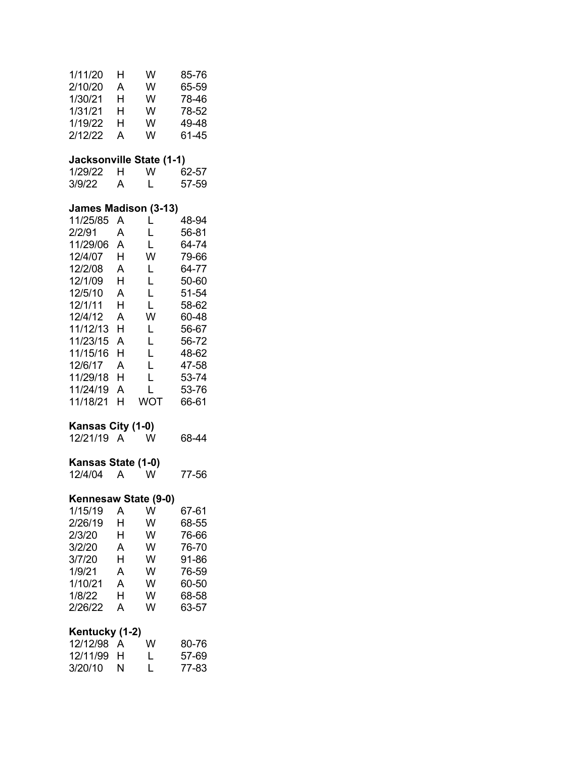| | | | |
|---|---|---|---|
| 1/11/20 | H | W | 85-76 |
| 2/10/20 | A | W | 65-59 |
| 1/30/21 | H | W | 78-46 |
| 1/31/21 | H | W | 78-52 |
| 1/19/22 | H | W | 49-48 |
| 2/12/22 | A | W | 61-45 |

**Jacksonville State (1-1)**

| | | | |
|---|---|---|---|
| 1/29/22 | H | W | 62-57 |
| 3/9/22 | A | L | 57-59 |

**James Madison (3-13)**

| | | | |
|---|---|---|---|
| 11/25/85 | A | L | 48-94 |
| 2/2/91 | A | L | 56-81 |
| 11/29/06 | A | L | 64-74 |
| 12/4/07 | H | W | 79-66 |
| 12/2/08 | A | L | 64-77 |
| 12/1/09 | H | L | 50-60 |
| 12/5/10 | A | L | 51-54 |
| 12/1/11 | H | L | 58-62 |
| 12/4/12 | A | W | 60-48 |
| 11/12/13 | H | L | 56-67 |
| 11/23/15 | A | L | 56-72 |
| 11/15/16 | H | L | 48-62 |
| 12/6/17 | A | L | 47-58 |
| 11/29/18 | H | L | 53-74 |
| 11/24/19 | A | L | 53-76 |
| 11/18/21 | H | WOT | 66-61 |

**Kansas City (1-0)**

| | | | |
|---|---|---|---|
| 12/21/19 | A | W | 68-44 |

**Kansas State (1-0)**

| | | | |
|---|---|---|---|
| 12/4/04 | A | W | 77-56 |

**Kennesaw State (9-0)**

| | | | |
|---|---|---|---|
| 1/15/19 | A | W | 67-61 |
| 2/26/19 | H | W | 68-55 |
| 2/3/20 | H | W | 76-66 |
| 3/2/20 | A | W | 76-70 |
| 3/7/20 | H | W | 91-86 |
| 1/9/21 | A | W | 76-59 |
| 1/10/21 | A | W | 60-50 |
| 1/8/22 | H | W | 68-58 |
| 2/26/22 | A | W | 63-57 |

**Kentucky (1-2)**

| | | | |
|---|---|---|---|
| 12/12/98 | A | W | 80-76 |
| 12/11/99 | H | L | 57-69 |
| 3/20/10 | N | L | 77-83 |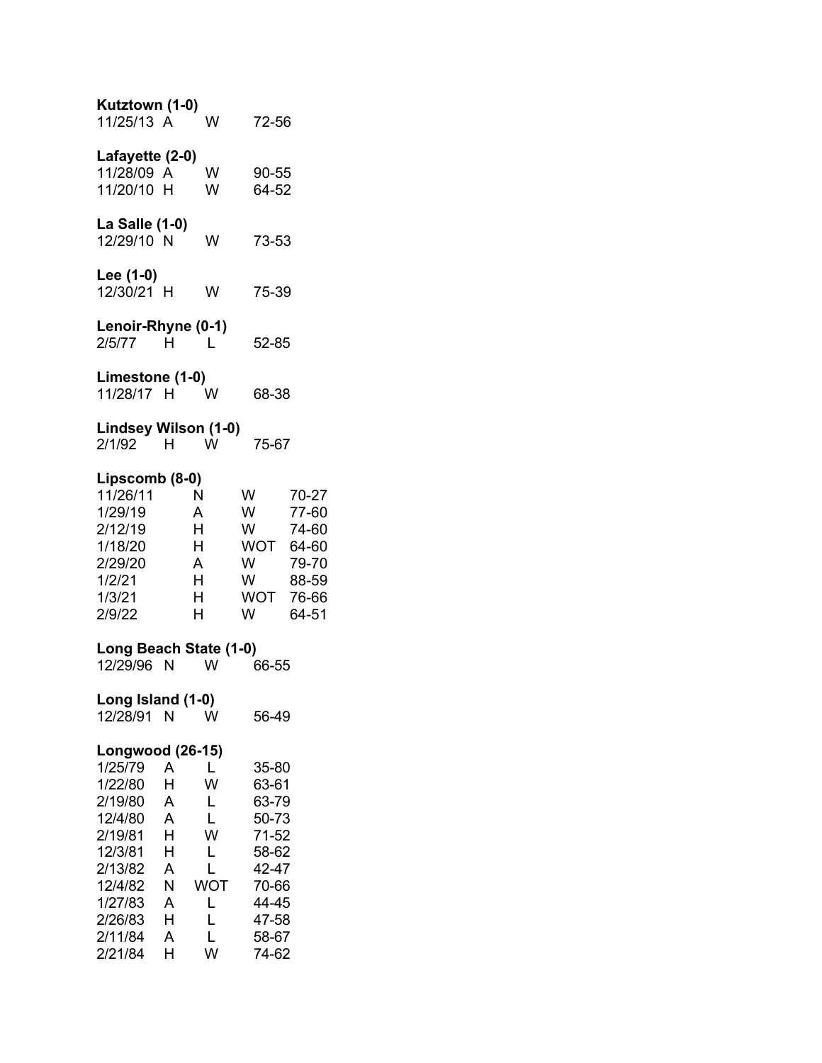**Kutztown (1-0)**

| | | | |
|---|---|---|---|
| 11/25/13 | A | W | 72-56 |

**Lafayette (2-0)**

| | | | |
|---|---|---|---|
| 11/28/09 | A | W | 90-55 |
| 11/20/10 | H | W | 64-52 |

**La Salle (1-0)**

| | | | |
|---|---|---|---|
| 12/29/10 | N | W | 73-53 |

**Lee (1-0)**

| | | | |
|---|---|---|---|
| 12/30/21 | H | W | 75-39 |

**Lenoir-Rhyne (0-1)**

| | | | |
|---|---|---|---|
| 2/5/77 | H | L | 52-85 |

**Limestone (1-0)**

| | | | |
|---|---|---|---|
| 11/28/17 | H | W | 68-38 |

**Lindsey Wilson (1-0)**

| | | | |
|---|---|---|---|
| 2/1/92 | H | W | 75-67 |

**Lipscomb (8-0)**

| | | | |
|---|---|---|---|
| 11/26/11 | N | W | 70-27 |
| 1/29/19 | A | W | 77-60 |
| 2/12/19 | H | W | 74-60 |
| 1/18/20 | H | WOT | 64-60 |
| 2/29/20 | A | W | 79-70 |
| 1/2/21 | H | W | 88-59 |
| 1/3/21 | H | WOT | 76-66 |
| 2/9/22 | H | W | 64-51 |

**Long Beach State (1-0)**

| | | | |
|---|---|---|---|
| 12/29/96 | N | W | 66-55 |

**Long Island (1-0)**

| | | | |
|---|---|---|---|
| 12/28/91 | N | W | 56-49 |

**Longwood (26-15)**

| | | | |
|---|---|---|---|
| 1/25/79 | A | L | 35-80 |
| 1/22/80 | H | W | 63-61 |
| 2/19/80 | A | L | 63-79 |
| 12/4/80 | A | L | 50-73 |
| 2/19/81 | H | W | 71-52 |
| 12/3/81 | H | L | 58-62 |
| 2/13/82 | A | L | 42-47 |
| 12/4/82 | N | WOT | 70-66 |
| 1/27/83 | A | L | 44-45 |
| 2/26/83 | H | L | 47-58 |
| 2/11/84 | A | L | 58-67 |
| 2/21/84 | H | W | 74-62 |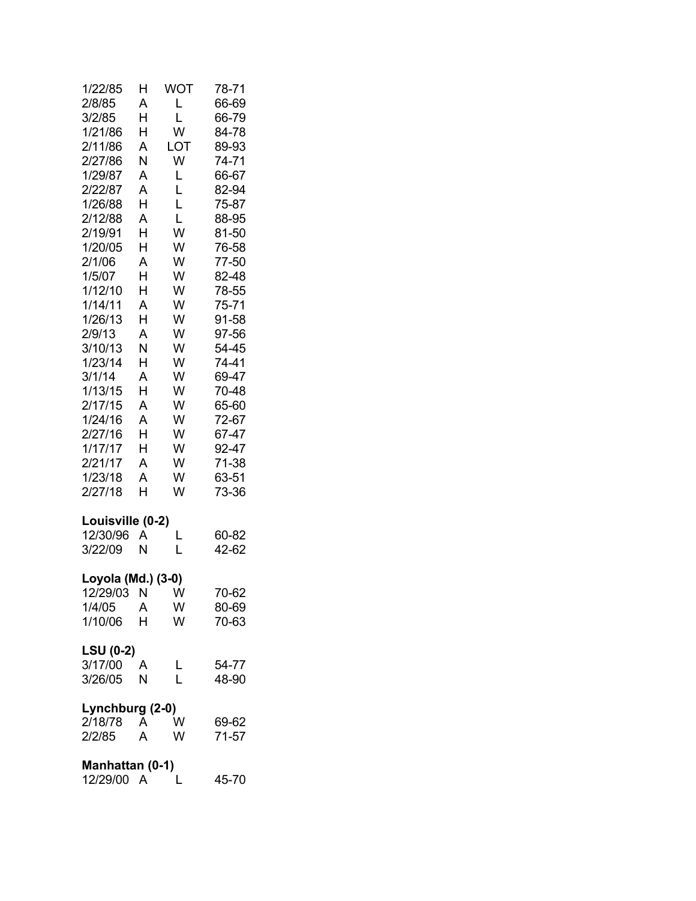| | | | |
|---|---|---|---|
| 1/22/85 | H | WOT | 78-71 |
| 2/8/85 | A | L | 66-69 |
| 3/2/85 | H | L | 66-79 |
| 1/21/86 | H | W | 84-78 |
| 2/11/86 | A | LOT | 89-93 |
| 2/27/86 | N | W | 74-71 |
| 1/29/87 | A | L | 66-67 |
| 2/22/87 | A | L | 82-94 |
| 1/26/88 | H | L | 75-87 |
| 2/12/88 | A | L | 88-95 |
| 2/19/91 | H | W | 81-50 |
| 1/20/05 | H | W | 76-58 |
| 2/1/06 | A | W | 77-50 |
| 1/5/07 | H | W | 82-48 |
| 1/12/10 | H | W | 78-55 |
| 1/14/11 | A | W | 75-71 |
| 1/26/13 | H | W | 91-58 |
| 2/9/13 | A | W | 97-56 |
| 3/10/13 | N | W | 54-45 |
| 1/23/14 | H | W | 74-41 |
| 3/1/14 | A | W | 69-47 |
| 1/13/15 | H | W | 70-48 |
| 2/17/15 | A | W | 65-60 |
| 1/24/16 | A | W | 72-67 |
| 2/27/16 | H | W | 67-47 |
| 1/17/17 | H | W | 92-47 |
| 2/21/17 | A | W | 71-38 |
| 1/23/18 | A | W | 63-51 |
| 2/27/18 | H | W | 73-36 |

**Louisville (0-2)**

| | | | |
|---|---|---|---|
| 12/30/96 | A | L | 60-82 |
| 3/22/09 | N | L | 42-62 |

**Loyola (Md.) (3-0)**

| | | | |
|---|---|---|---|
| 12/29/03 | N | W | 70-62 |
| 1/4/05 | A | W | 80-69 |
| 1/10/06 | H | W | 70-63 |

**LSU (0-2)**

| | | | |
|---|---|---|---|
| 3/17/00 | A | L | 54-77 |
| 3/26/05 | N | L | 48-90 |

**Lynchburg (2-0)**

| | | | |
|---|---|---|---|
| 2/18/78 | A | W | 69-62 |
| 2/2/85 | A | W | 71-57 |

**Manhattan (0-1)**

| | | | |
|---|---|---|---|
| 12/29/00 | A | L | 45-70 |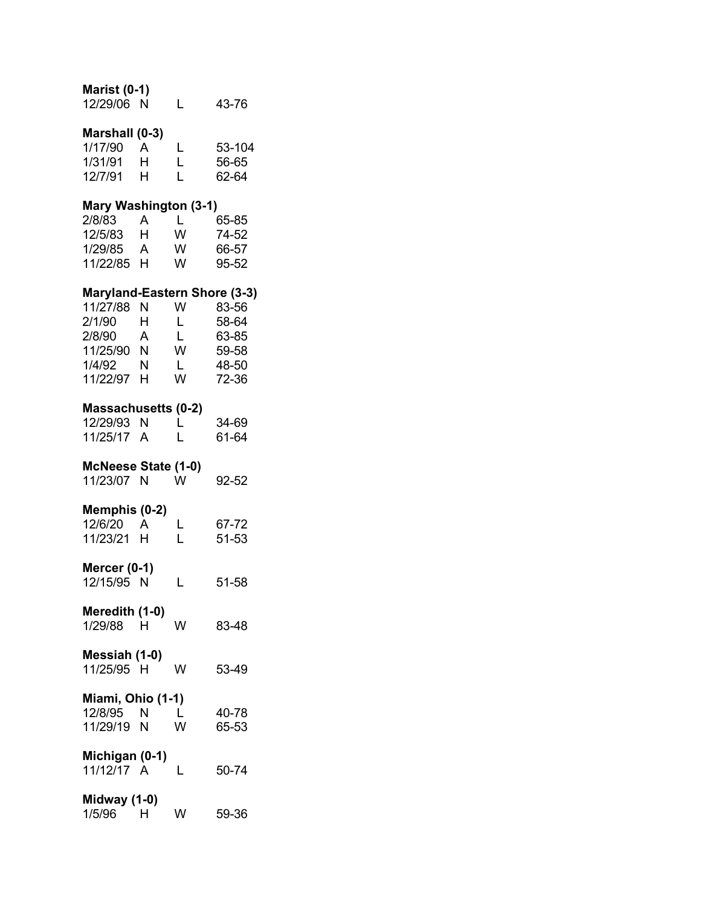**Marist (0-1)**

| | | | |
|---|---|---|---|
| 12/29/06 | N | L | 43-76 |

**Marshall (0-3)**

| | | | |
|---|---|---|---|
| 1/17/90 | A | L | 53-104 |
| 1/31/91 | H | L | 56-65 |
| 12/7/91 | H | L | 62-64 |

**Mary Washington (3-1)**

| | | | |
|---|---|---|---|
| 2/8/83 | A | L | 65-85 |
| 12/5/83 | H | W | 74-52 |
| 1/29/85 | A | W | 66-57 |
| 11/22/85 | H | W | 95-52 |

**Maryland-Eastern Shore (3-3)**

| | | | |
|---|---|---|---|
| 11/27/88 | N | W | 83-56 |
| 2/1/90 | H | L | 58-64 |
| 2/8/90 | A | L | 63-85 |
| 11/25/90 | N | W | 59-58 |
| 1/4/92 | N | L | 48-50 |
| 11/22/97 | H | W | 72-36 |

**Massachusetts (0-2)**

| | | | |
|---|---|---|---|
| 12/29/93 | N | L | 34-69 |
| 11/25/17 | A | L | 61-64 |

**McNeese State (1-0)**

| | | | |
|---|---|---|---|
| 11/23/07 | N | W | 92-52 |

**Memphis (0-2)**

| | | | |
|---|---|---|---|
| 12/6/20 | A | L | 67-72 |
| 11/23/21 | H | L | 51-53 |

**Mercer (0-1)**

| | | | |
|---|---|---|---|
| 12/15/95 | N | L | 51-58 |

**Meredith (1-0)**

| | | | |
|---|---|---|---|
| 1/29/88 | H | W | 83-48 |

**Messiah (1-0)**

| | | | |
|---|---|---|---|
| 11/25/95 | H | W | 53-49 |

**Miami, Ohio (1-1)**

| | | | |
|---|---|---|---|
| 12/8/95 | N | L | 40-78 |
| 11/29/19 | N | W | 65-53 |

**Michigan (0-1)**

| | | | |
|---|---|---|---|
| 11/12/17 | A | L | 50-74 |

**Midway (1-0)**

| | | | |
|---|---|---|---|
| 1/5/96 | H | W | 59-36 |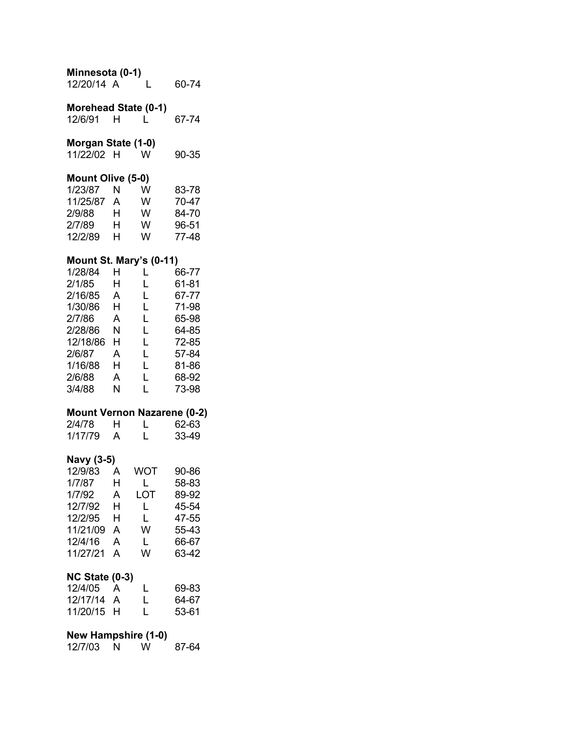**Minnesota (0-1)**

| | | | |
|---|---|---|---|
| 12/20/14 | A | L | 60-74 |

**Morehead State (0-1)**

| | | | |
|---|---|---|---|
| 12/6/91 | H | L | 67-74 |

**Morgan State (1-0)**

| | | | |
|---|---|---|---|
| 11/22/02 | H | W | 90-35 |

**Mount Olive (5-0)**

| | | | |
|---|---|---|---|
| 1/23/87 | N | W | 83-78 |
| 11/25/87 | A | W | 70-47 |
| 2/9/88 | H | W | 84-70 |
| 2/7/89 | H | W | 96-51 |
| 12/2/89 | H | W | 77-48 |

**Mount St. Mary's (0-11)**

| | | | |
|---|---|---|---|
| 1/28/84 | H | L | 66-77 |
| 2/1/85 | H | L | 61-81 |
| 2/16/85 | A | L | 67-77 |
| 1/30/86 | H | L | 71-98 |
| 2/7/86 | A | L | 65-98 |
| 2/28/86 | N | L | 64-85 |
| 12/18/86 | H | L | 72-85 |
| 2/6/87 | A | L | 57-84 |
| 1/16/88 | H | L | 81-86 |
| 2/6/88 | A | L | 68-92 |
| 3/4/88 | N | L | 73-98 |

**Mount Vernon Nazarene (0-2)**

| | | | |
|---|---|---|---|
| 2/4/78 | H | L | 62-63 |
| 1/17/79 | A | L | 33-49 |

**Navy (3-5)**

| | | | |
|---|---|---|---|
| 12/9/83 | A | WOT | 90-86 |
| 1/7/87 | H | L | 58-83 |
| 1/7/92 | A | LOT | 89-92 |
| 12/7/92 | H | L | 45-54 |
| 12/2/95 | H | L | 47-55 |
| 11/21/09 | A | W | 55-43 |
| 12/4/16 | A | L | 66-67 |
| 11/27/21 | A | W | 63-42 |

**NC State (0-3)**

| | | | |
|---|---|---|---|
| 12/4/05 | A | L | 69-83 |
| 12/17/14 | A | L | 64-67 |
| 11/20/15 | H | L | 53-61 |

**New Hampshire (1-0)**

| | | | |
|---|---|---|---|
| 12/7/03 | N | W | 87-64 |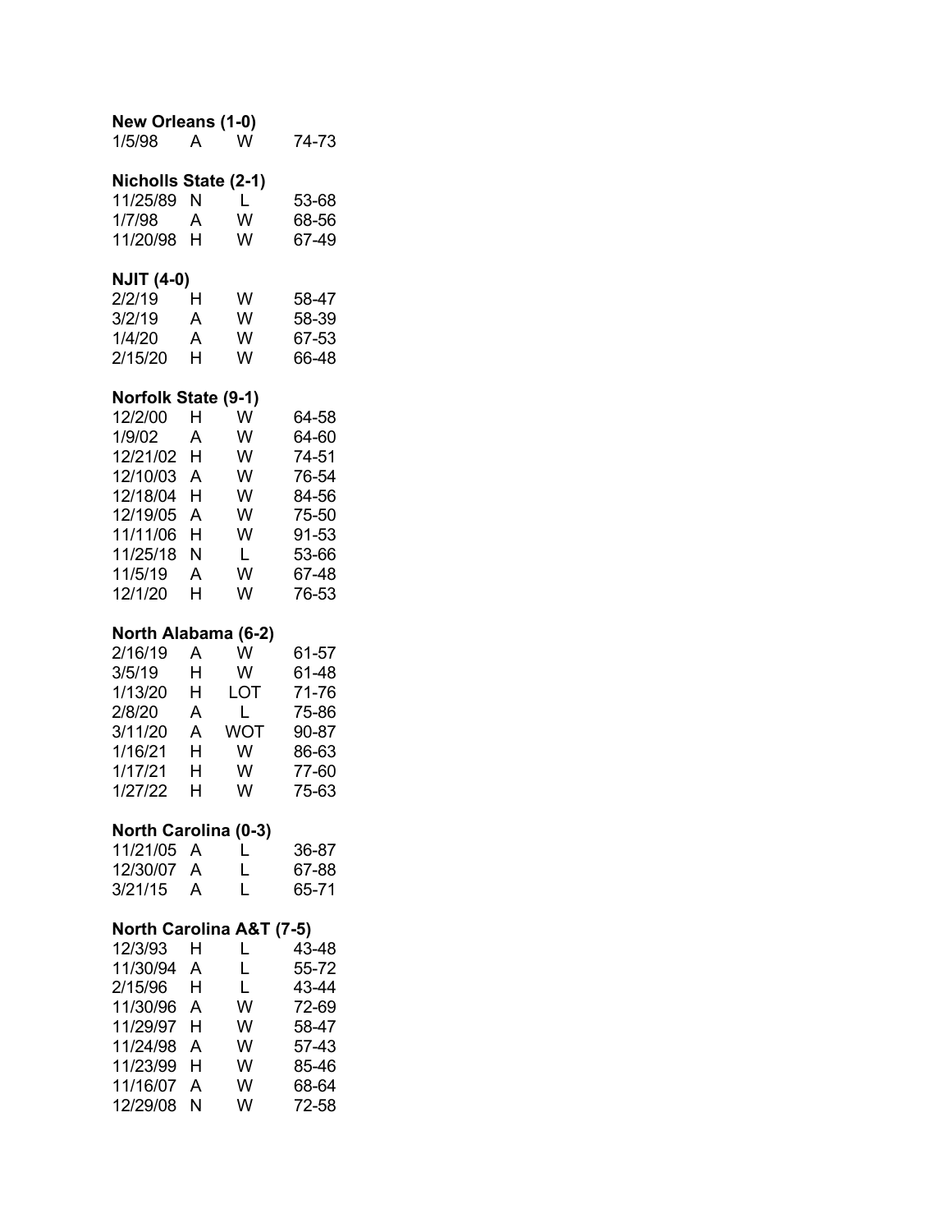**New Orleans (1-0)**

| | | | |
|---|---|---|---|
| 1/5/98 | A | W | 74-73 |

**Nicholls State (2-1)**

| | | | |
|---|---|---|---|
| 11/25/89 | N | L | 53-68 |
| 1/7/98 | A | W | 68-56 |
| 11/20/98 | H | W | 67-49 |

**NJIT (4-0)**

| | | | |
|---|---|---|---|
| 2/2/19 | H | W | 58-47 |
| 3/2/19 | A | W | 58-39 |
| 1/4/20 | A | W | 67-53 |
| 2/15/20 | H | W | 66-48 |

**Norfolk State (9-1)**

| | | | |
|---|---|---|---|
| 12/2/00 | H | W | 64-58 |
| 1/9/02 | A | W | 64-60 |
| 12/21/02 | H | W | 74-51 |
| 12/10/03 | A | W | 76-54 |
| 12/18/04 | H | W | 84-56 |
| 12/19/05 | A | W | 75-50 |
| 11/11/06 | H | W | 91-53 |
| 11/25/18 | N | L | 53-66 |
| 11/5/19 | A | W | 67-48 |
| 12/1/20 | H | W | 76-53 |

**North Alabama (6-2)**

| | | | |
|---|---|---|---|
| 2/16/19 | A | W | 61-57 |
| 3/5/19 | H | W | 61-48 |
| 1/13/20 | H | LOT | 71-76 |
| 2/8/20 | A | L | 75-86 |
| 3/11/20 | A | WOT | 90-87 |
| 1/16/21 | H | W | 86-63 |
| 1/17/21 | H | W | 77-60 |
| 1/27/22 | H | W | 75-63 |

**North Carolina (0-3)**

| | | | |
|---|---|---|---|
| 11/21/05 | A | L | 36-87 |
| 12/30/07 | A | L | 67-88 |
| 3/21/15 | A | L | 65-71 |

**North Carolina A&T (7-5)**

| | | | |
|---|---|---|---|
| 12/3/93 | H | L | 43-48 |
| 11/30/94 | A | L | 55-72 |
| 2/15/96 | H | L | 43-44 |
| 11/30/96 | A | W | 72-69 |
| 11/29/97 | H | W | 58-47 |
| 11/24/98 | A | W | 57-43 |
| 11/23/99 | H | W | 85-46 |
| 11/16/07 | A | W | 68-64 |
| 12/29/08 | N | W | 72-58 |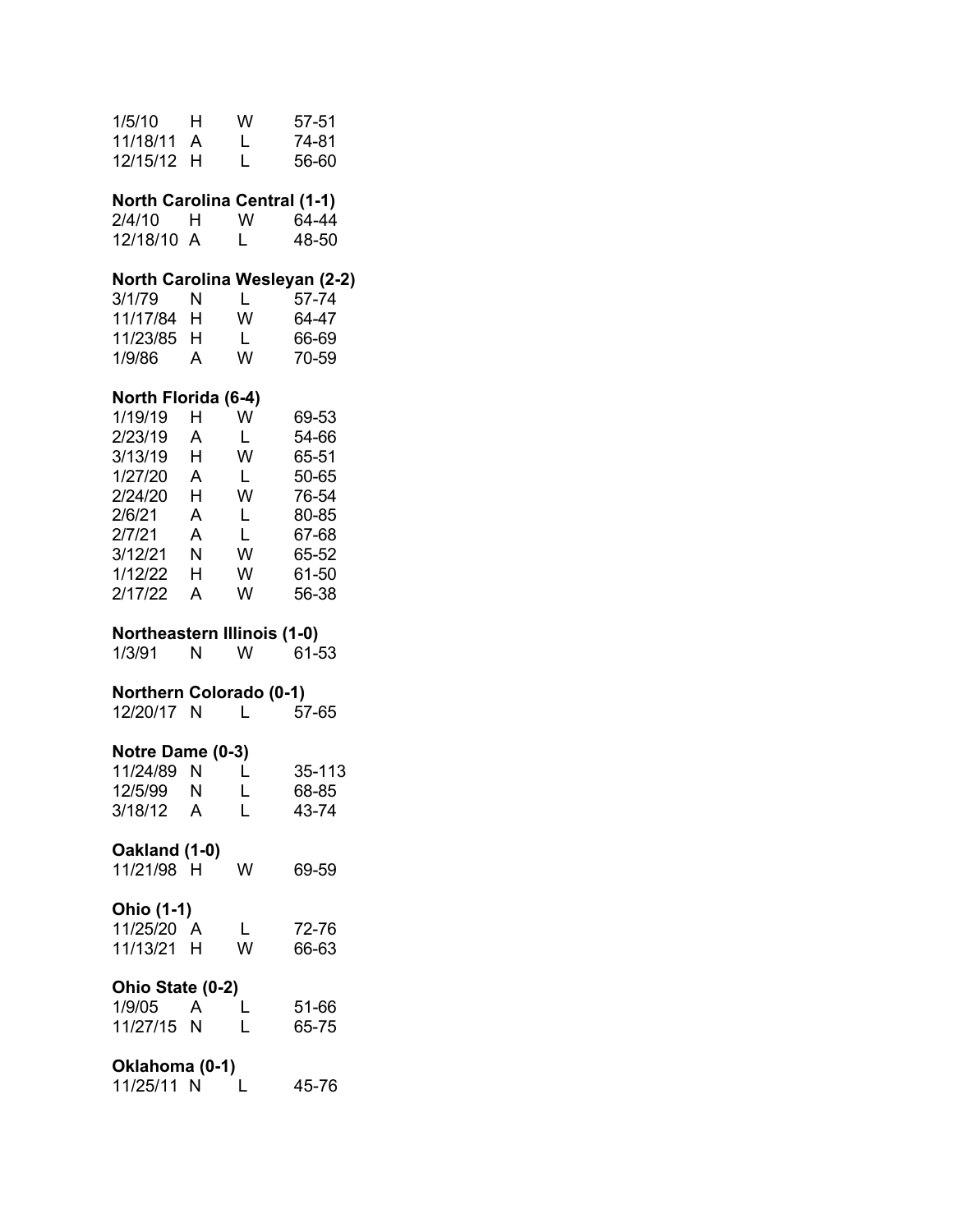| | | | |
|---|---|---|---|
| 1/5/10 | H | W | 57-51 |
| 11/18/11 | A | L | 74-81 |
| 12/15/12 | H | L | 56-60 |

**North Carolina Central (1-1)**

| | | | |
|---|---|---|---|
| 2/4/10 | H | W | 64-44 |
| 12/18/10 | A | L | 48-50 |

**North Carolina Wesleyan (2-2)**

| | | | |
|---|---|---|---|
| 3/1/79 | N | L | 57-74 |
| 11/17/84 | H | W | 64-47 |
| 11/23/85 | H | L | 66-69 |
| 1/9/86 | A | W | 70-59 |

**North Florida (6-4)**

| | | | |
|---|---|---|---|
| 1/19/19 | H | W | 69-53 |
| 2/23/19 | A | L | 54-66 |
| 3/13/19 | H | W | 65-51 |
| 1/27/20 | A | L | 50-65 |
| 2/24/20 | H | W | 76-54 |
| 2/6/21 | A | L | 80-85 |
| 2/7/21 | A | L | 67-68 |
| 3/12/21 | N | W | 65-52 |
| 1/12/22 | H | W | 61-50 |
| 2/17/22 | A | W | 56-38 |

**Northeastern Illinois (1-0)**

| | | | |
|---|---|---|---|
| 1/3/91 | N | W | 61-53 |

**Northern Colorado (0-1)**

| | | | |
|---|---|---|---|
| 12/20/17 | N | L | 57-65 |

**Notre Dame (0-3)**

| | | | |
|---|---|---|---|
| 11/24/89 | N | L | 35-113 |
| 12/5/99 | N | L | 68-85 |
| 3/18/12 | A | L | 43-74 |

**Oakland (1-0)**

| | | | |
|---|---|---|---|
| 11/21/98 | H | W | 69-59 |

**Ohio (1-1)**

| | | | |
|---|---|---|---|
| 11/25/20 | A | L | 72-76 |
| 11/13/21 | H | W | 66-63 |

**Ohio State (0-2)**

| | | | |
|---|---|---|---|
| 1/9/05 | A | L | 51-66 |
| 11/27/15 | N | L | 65-75 |

**Oklahoma (0-1)**

| | | | |
|---|---|---|---|
| 11/25/11 | N | L | 45-76 |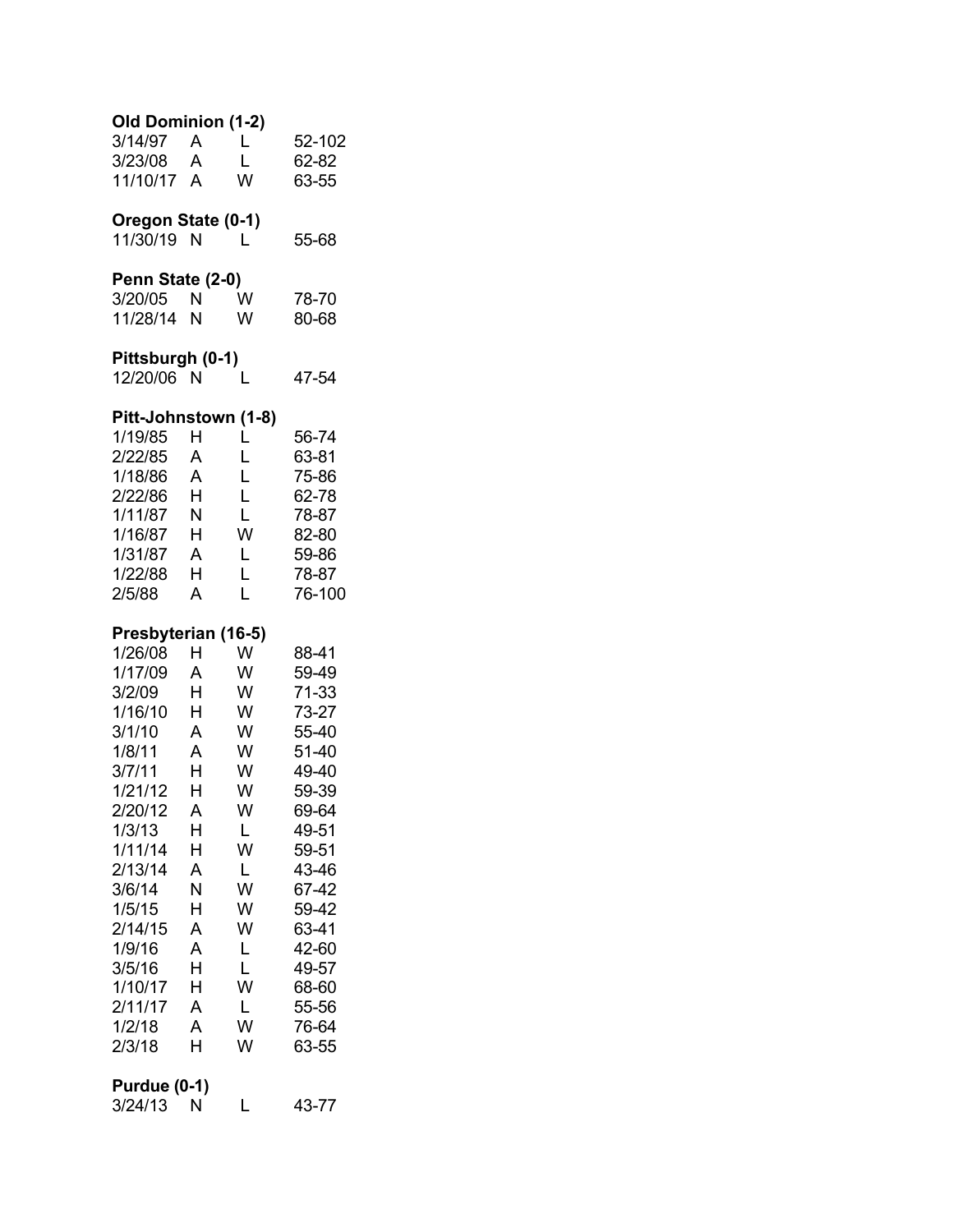**Old Dominion (1-2)**

| | | | |
|---|---|---|---|
| 3/14/97 | A | L | 52-102 |
| 3/23/08 | A | L | 62-82 |
| 11/10/17 | A | W | 63-55 |

**Oregon State (0-1)**

| | | | |
|---|---|---|---|
| 11/30/19 | N | L | 55-68 |

**Penn State (2-0)**

| | | | |
|---|---|---|---|
| 3/20/05 | N | W | 78-70 |
| 11/28/14 | N | W | 80-68 |

**Pittsburgh (0-1)**

| | | | |
|---|---|---|---|
| 12/20/06 | N | L | 47-54 |

**Pitt-Johnstown (1-8)**

| | | | |
|---|---|---|---|
| 1/19/85 | H | L | 56-74 |
| 2/22/85 | A | L | 63-81 |
| 1/18/86 | A | L | 75-86 |
| 2/22/86 | H | L | 62-78 |
| 1/11/87 | N | L | 78-87 |
| 1/16/87 | H | W | 82-80 |
| 1/31/87 | A | L | 59-86 |
| 1/22/88 | H | L | 78-87 |
| 2/5/88 | A | L | 76-100 |

**Presbyterian (16-5)**

| | | | |
|---|---|---|---|
| 1/26/08 | H | W | 88-41 |
| 1/17/09 | A | W | 59-49 |
| 3/2/09 | H | W | 71-33 |
| 1/16/10 | H | W | 73-27 |
| 3/1/10 | A | W | 55-40 |
| 1/8/11 | A | W | 51-40 |
| 3/7/11 | H | W | 49-40 |
| 1/21/12 | H | W | 59-39 |
| 2/20/12 | A | W | 69-64 |
| 1/3/13 | H | L | 49-51 |
| 1/11/14 | H | W | 59-51 |
| 2/13/14 | A | L | 43-46 |
| 3/6/14 | N | W | 67-42 |
| 1/5/15 | H | W | 59-42 |
| 2/14/15 | A | W | 63-41 |
| 1/9/16 | A | L | 42-60 |
| 3/5/16 | H | L | 49-57 |
| 1/10/17 | H | W | 68-60 |
| 2/11/17 | A | L | 55-56 |
| 1/2/18 | A | W | 76-64 |
| 2/3/18 | H | W | 63-55 |

**Purdue (0-1)**

| | | | |
|---|---|---|---|
| 3/24/13 | N | L | 43-77 |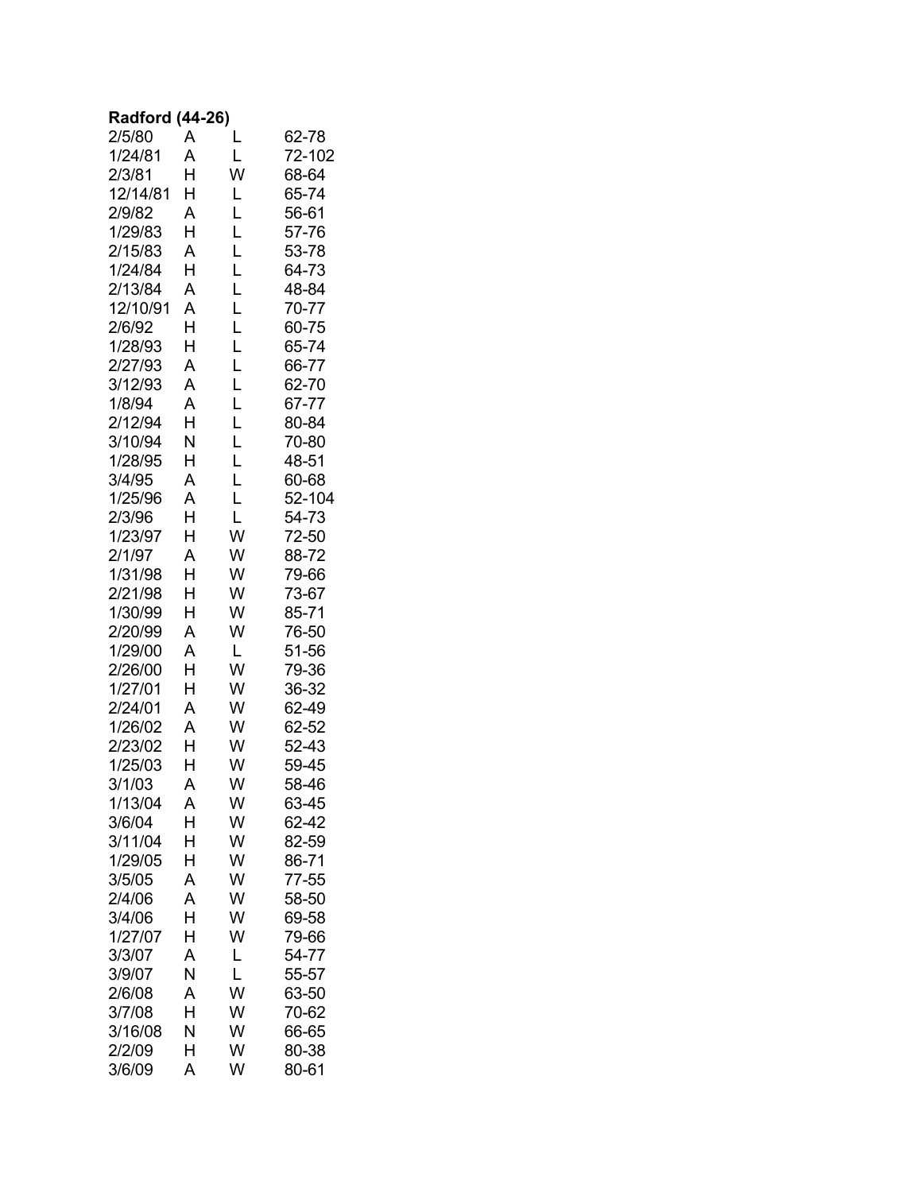**Radford (44-26)**

| | | | |
|---|---|---|---|
| 2/5/80 | A | L | 62-78 |
| 1/24/81 | A | L | 72-102 |
| 2/3/81 | H | W | 68-64 |
| 12/14/81 | H | L | 65-74 |
| 2/9/82 | A | L | 56-61 |
| 1/29/83 | H | L | 57-76 |
| 2/15/83 | A | L | 53-78 |
| 1/24/84 | H | L | 64-73 |
| 2/13/84 | A | L | 48-84 |
| 12/10/91 | A | L | 70-77 |
| 2/6/92 | H | L | 60-75 |
| 1/28/93 | H | L | 65-74 |
| 2/27/93 | A | L | 66-77 |
| 3/12/93 | A | L | 62-70 |
| 1/8/94 | A | L | 67-77 |
| 2/12/94 | H | L | 80-84 |
| 3/10/94 | N | L | 70-80 |
| 1/28/95 | H | L | 48-51 |
| 3/4/95 | A | L | 60-68 |
| 1/25/96 | A | L | 52-104 |
| 2/3/96 | H | L | 54-73 |
| 1/23/97 | H | W | 72-50 |
| 2/1/97 | A | W | 88-72 |
| 1/31/98 | H | W | 79-66 |
| 2/21/98 | H | W | 73-67 |
| 1/30/99 | H | W | 85-71 |
| 2/20/99 | A | W | 76-50 |
| 1/29/00 | A | L | 51-56 |
| 2/26/00 | H | W | 79-36 |
| 1/27/01 | H | W | 36-32 |
| 2/24/01 | A | W | 62-49 |
| 1/26/02 | A | W | 62-52 |
| 2/23/02 | H | W | 52-43 |
| 1/25/03 | H | W | 59-45 |
| 3/1/03 | A | W | 58-46 |
| 1/13/04 | A | W | 63-45 |
| 3/6/04 | H | W | 62-42 |
| 3/11/04 | H | W | 82-59 |
| 1/29/05 | H | W | 86-71 |
| 3/5/05 | A | W | 77-55 |
| 2/4/06 | A | W | 58-50 |
| 3/4/06 | H | W | 69-58 |
| 1/27/07 | H | W | 79-66 |
| 3/3/07 | A | L | 54-77 |
| 3/9/07 | N | L | 55-57 |
| 2/6/08 | A | W | 63-50 |
| 3/7/08 | H | W | 70-62 |
| 3/16/08 | N | W | 66-65 |
| 2/2/09 | H | W | 80-38 |
| 3/6/09 | A | W | 80-61 |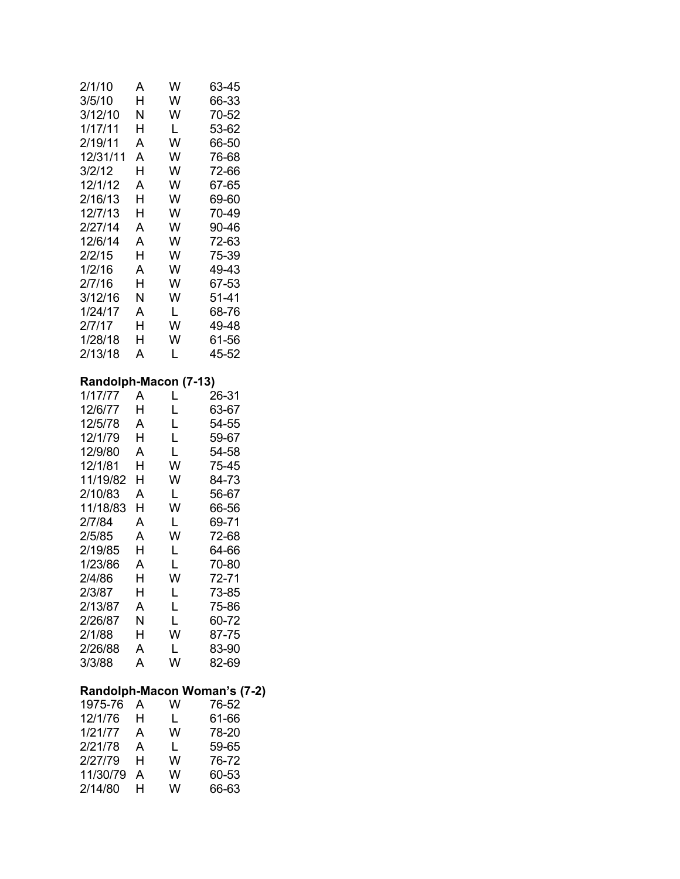| | | | |
|---|---|---|---|
| 2/1/10 | A | W | 63-45 |
| 3/5/10 | H | W | 66-33 |
| 3/12/10 | N | W | 70-52 |
| 1/17/11 | H | L | 53-62 |
| 2/19/11 | A | W | 66-50 |
| 12/31/11 | A | W | 76-68 |
| 3/2/12 | H | W | 72-66 |
| 12/1/12 | A | W | 67-65 |
| 2/16/13 | H | W | 69-60 |
| 12/7/13 | H | W | 70-49 |
| 2/27/14 | A | W | 90-46 |
| 12/6/14 | A | W | 72-63 |
| 2/2/15 | H | W | 75-39 |
| 1/2/16 | A | W | 49-43 |
| 2/7/16 | H | W | 67-53 |
| 3/12/16 | N | W | 51-41 |
| 1/24/17 | A | L | 68-76 |
| 2/7/17 | H | W | 49-48 |
| 1/28/18 | H | W | 61-56 |
| 2/13/18 | A | L | 45-52 |

**Randolph-Macon (7-13)**

| | | | |
|---|---|---|---|
| 1/17/77 | A | L | 26-31 |
| 12/6/77 | H | L | 63-67 |
| 12/5/78 | A | L | 54-55 |
| 12/1/79 | H | L | 59-67 |
| 12/9/80 | A | L | 54-58 |
| 12/1/81 | H | W | 75-45 |
| 11/19/82 | H | W | 84-73 |
| 2/10/83 | A | L | 56-67 |
| 11/18/83 | H | W | 66-56 |
| 2/7/84 | A | L | 69-71 |
| 2/5/85 | A | W | 72-68 |
| 2/19/85 | H | L | 64-66 |
| 1/23/86 | A | L | 70-80 |
| 2/4/86 | H | W | 72-71 |
| 2/3/87 | H | L | 73-85 |
| 2/13/87 | A | L | 75-86 |
| 2/26/87 | N | L | 60-72 |
| 2/1/88 | H | W | 87-75 |
| 2/26/88 | A | L | 83-90 |
| 3/3/88 | A | W | 82-69 |

**Randolph-Macon Woman's (7-2)**

| | | | |
|---|---|---|---|
| 1975-76 | A | W | 76-52 |
| 12/1/76 | H | L | 61-66 |
| 1/21/77 | A | W | 78-20 |
| 2/21/78 | A | L | 59-65 |
| 2/27/79 | H | W | 76-72 |
| 11/30/79 | A | W | 60-53 |
| 2/14/80 | H | W | 66-63 |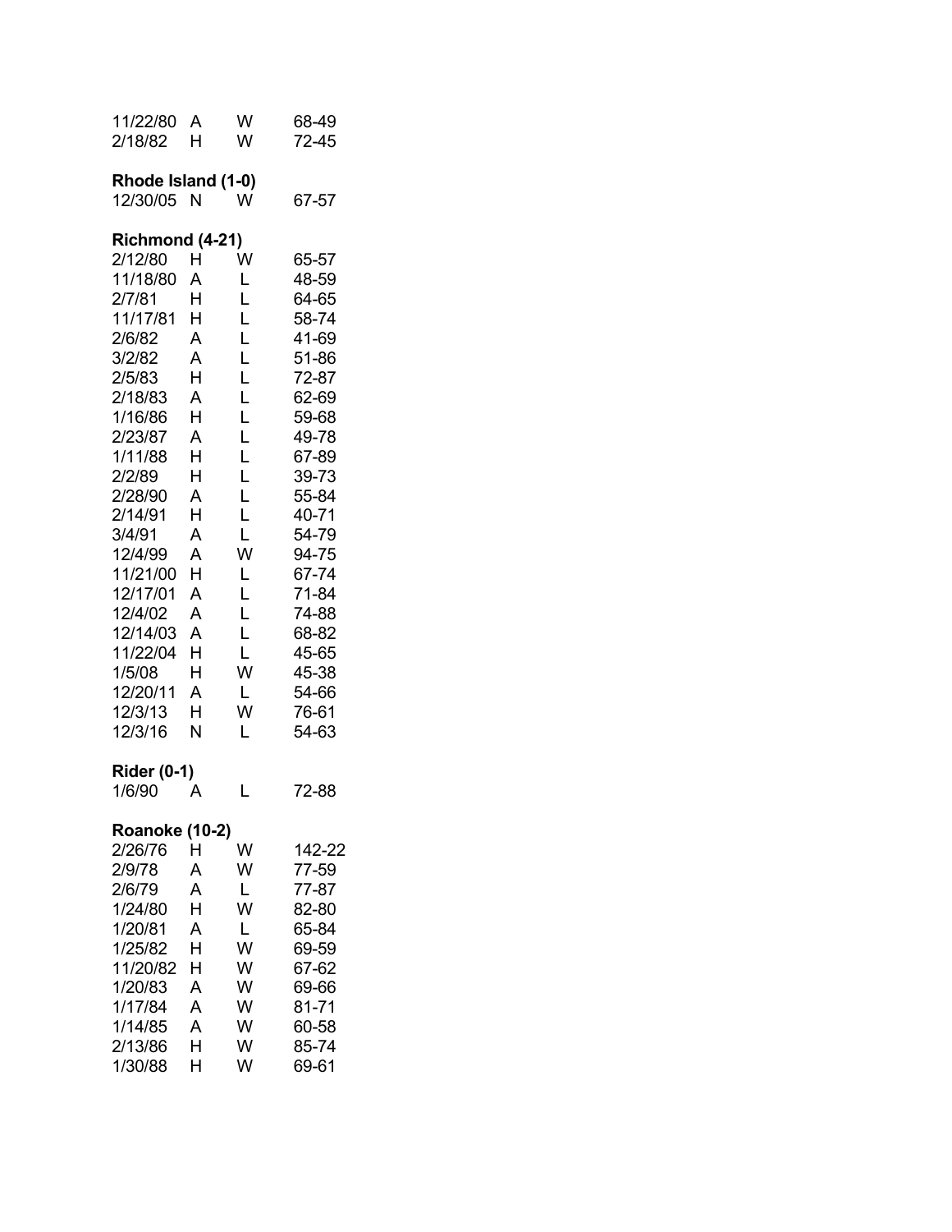| | | | |
|---|---|---|---|
| 11/22/80 | A | W | 68-49 |
| 2/18/82 | H | W | 72-45 |

**Rhode Island (1-0)**

| | | | |
|---|---|---|---|
| 12/30/05 | N | W | 67-57 |

**Richmond (4-21)**

| | | | |
|---|---|---|---|
| 2/12/80 | H | W | 65-57 |
| 11/18/80 | A | L | 48-59 |
| 2/7/81 | H | L | 64-65 |
| 11/17/81 | H | L | 58-74 |
| 2/6/82 | A | L | 41-69 |
| 3/2/82 | A | L | 51-86 |
| 2/5/83 | H | L | 72-87 |
| 2/18/83 | A | L | 62-69 |
| 1/16/86 | H | L | 59-68 |
| 2/23/87 | A | L | 49-78 |
| 1/11/88 | H | L | 67-89 |
| 2/2/89 | H | L | 39-73 |
| 2/28/90 | A | L | 55-84 |
| 2/14/91 | H | L | 40-71 |
| 3/4/91 | A | L | 54-79 |
| 12/4/99 | A | W | 94-75 |
| 11/21/00 | H | L | 67-74 |
| 12/17/01 | A | L | 71-84 |
| 12/4/02 | A | L | 74-88 |
| 12/14/03 | A | L | 68-82 |
| 11/22/04 | H | L | 45-65 |
| 1/5/08 | H | W | 45-38 |
| 12/20/11 | A | L | 54-66 |
| 12/3/13 | H | W | 76-61 |
| 12/3/16 | N | L | 54-63 |

**Rider (0-1)**

| | | | |
|---|---|---|---|
| 1/6/90 | A | L | 72-88 |

**Roanoke (10-2)**

| | | | |
|---|---|---|---|
| 2/26/76 | H | W | 142-22 |
| 2/9/78 | A | W | 77-59 |
| 2/6/79 | A | L | 77-87 |
| 1/24/80 | H | W | 82-80 |
| 1/20/81 | A | L | 65-84 |
| 1/25/82 | H | W | 69-59 |
| 11/20/82 | H | W | 67-62 |
| 1/20/83 | A | W | 69-66 |
| 1/17/84 | A | W | 81-71 |
| 1/14/85 | A | W | 60-58 |
| 2/13/86 | H | W | 85-74 |
| 1/30/88 | H | W | 69-61 |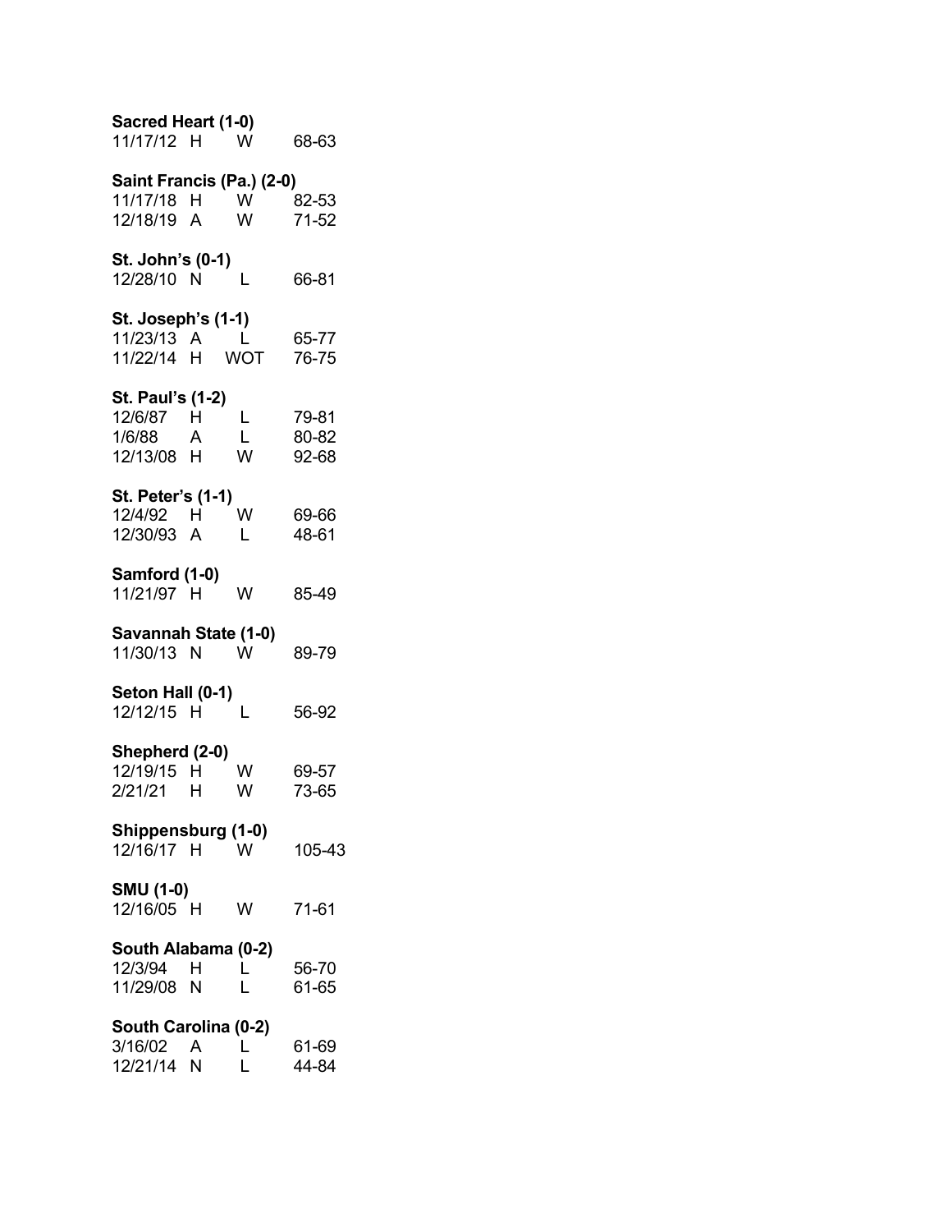**Sacred Heart (1-0)**

| | | | |
|---|---|---|---|
| 11/17/12 | H | W | 68-63 |

**Saint Francis (Pa.) (2-0)**

| | | | |
|---|---|---|---|
| 11/17/18 | H | W | 82-53 |
| 12/18/19 | A | W | 71-52 |

**St. John's (0-1)**

| | | | |
|---|---|---|---|
| 12/28/10 | N | L | 66-81 |

**St. Joseph's (1-1)**

| | | | |
|---|---|---|---|
| 11/23/13 | A | L | 65-77 |
| 11/22/14 | H | WOT | 76-75 |

**St. Paul's (1-2)**

| | | | |
|---|---|---|---|
| 12/6/87 | H | L | 79-81 |
| 1/6/88 | A | L | 80-82 |
| 12/13/08 | H | W | 92-68 |

**St. Peter's (1-1)**

| | | | |
|---|---|---|---|
| 12/4/92 | H | W | 69-66 |
| 12/30/93 | A | L | 48-61 |

**Samford (1-0)**

| | | | |
|---|---|---|---|
| 11/21/97 | H | W | 85-49 |

**Savannah State (1-0)**

| | | | |
|---|---|---|---|
| 11/30/13 | N | W | 89-79 |

**Seton Hall (0-1)**

| | | | |
|---|---|---|---|
| 12/12/15 | H | L | 56-92 |

**Shepherd (2-0)**

| | | | |
|---|---|---|---|
| 12/19/15 | H | W | 69-57 |
| 2/21/21 | H | W | 73-65 |

**Shippensburg (1-0)**

| | | | |
|---|---|---|---|
| 12/16/17 | H | W | 105-43 |

**SMU (1-0)**

| | | | |
|---|---|---|---|
| 12/16/05 | H | W | 71-61 |

**South Alabama (0-2)**

| | | | |
|---|---|---|---|
| 12/3/94 | H | L | 56-70 |
| 11/29/08 | N | L | 61-65 |

**South Carolina (0-2)**

| | | | |
|---|---|---|---|
| 3/16/02 | A | L | 61-69 |
| 12/21/14 | N | L | 44-84 |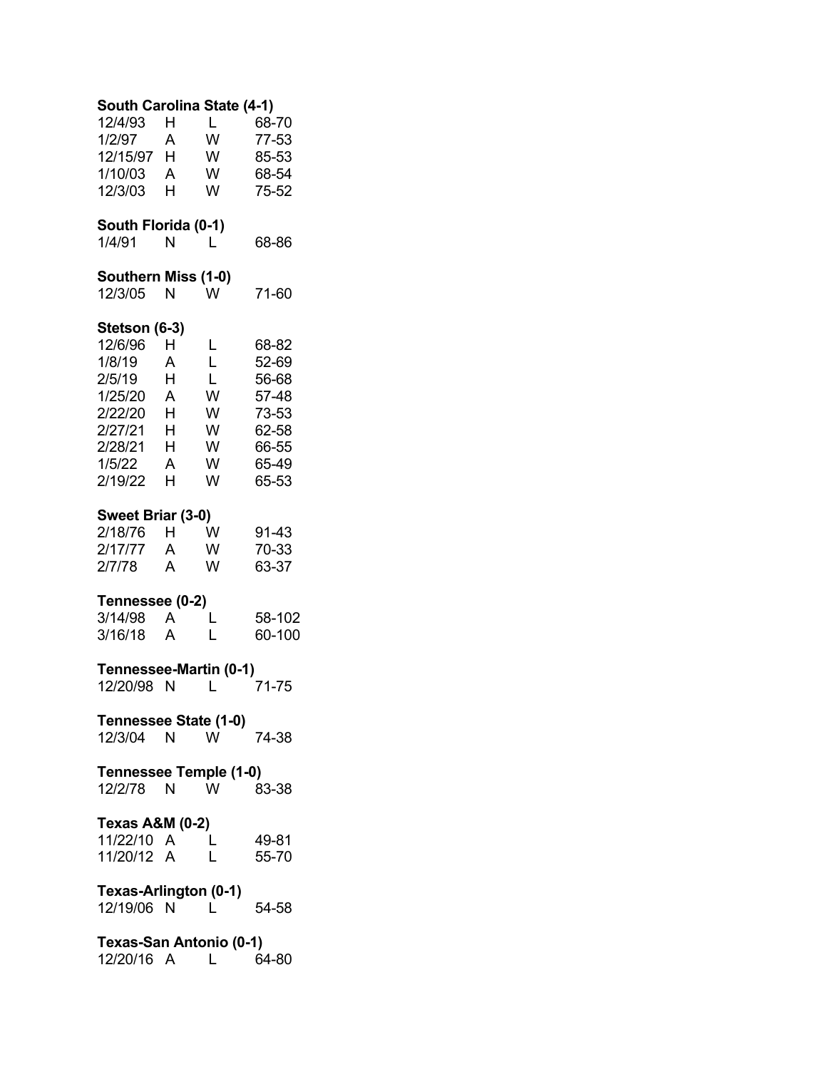**South Carolina State (4-1)**

| | | | |
|---|---|---|---|
| 12/4/93 | H | L | 68-70 |
| 1/2/97 | A | W | 77-53 |
| 12/15/97 | H | W | 85-53 |
| 1/10/03 | A | W | 68-54 |
| 12/3/03 | H | W | 75-52 |

**South Florida (0-1)**

| | | | |
|---|---|---|---|
| 1/4/91 | N | L | 68-86 |

**Southern Miss (1-0)**

| | | | |
|---|---|---|---|
| 12/3/05 | N | W | 71-60 |

**Stetson (6-3)**

| | | | |
|---|---|---|---|
| 12/6/96 | H | L | 68-82 |
| 1/8/19 | A | L | 52-69 |
| 2/5/19 | H | L | 56-68 |
| 1/25/20 | A | W | 57-48 |
| 2/22/20 | H | W | 73-53 |
| 2/27/21 | H | W | 62-58 |
| 2/28/21 | H | W | 66-55 |
| 1/5/22 | A | W | 65-49 |
| 2/19/22 | H | W | 65-53 |

**Sweet Briar (3-0)**

| | | | |
|---|---|---|---|
| 2/18/76 | H | W | 91-43 |
| 2/17/77 | A | W | 70-33 |
| 2/7/78 | A | W | 63-37 |

**Tennessee (0-2)**

| | | | |
|---|---|---|---|
| 3/14/98 | A | L | 58-102 |
| 3/16/18 | A | L | 60-100 |

**Tennessee-Martin (0-1)**

| | | | |
|---|---|---|---|
| 12/20/98 | N | L | 71-75 |

**Tennessee State (1-0)**

| | | | |
|---|---|---|---|
| 12/3/04 | N | W | 74-38 |

**Tennessee Temple (1-0)**

| | | | |
|---|---|---|---|
| 12/2/78 | N | W | 83-38 |

**Texas A&M (0-2)**

| | | | |
|---|---|---|---|
| 11/22/10 | A | L | 49-81 |
| 11/20/12 | A | L | 55-70 |

**Texas-Arlington (0-1)**

| | | | |
|---|---|---|---|
| 12/19/06 | N | L | 54-58 |

**Texas-San Antonio (0-1)**

| | | | |
|---|---|---|---|
| 12/20/16 | A | L | 64-80 |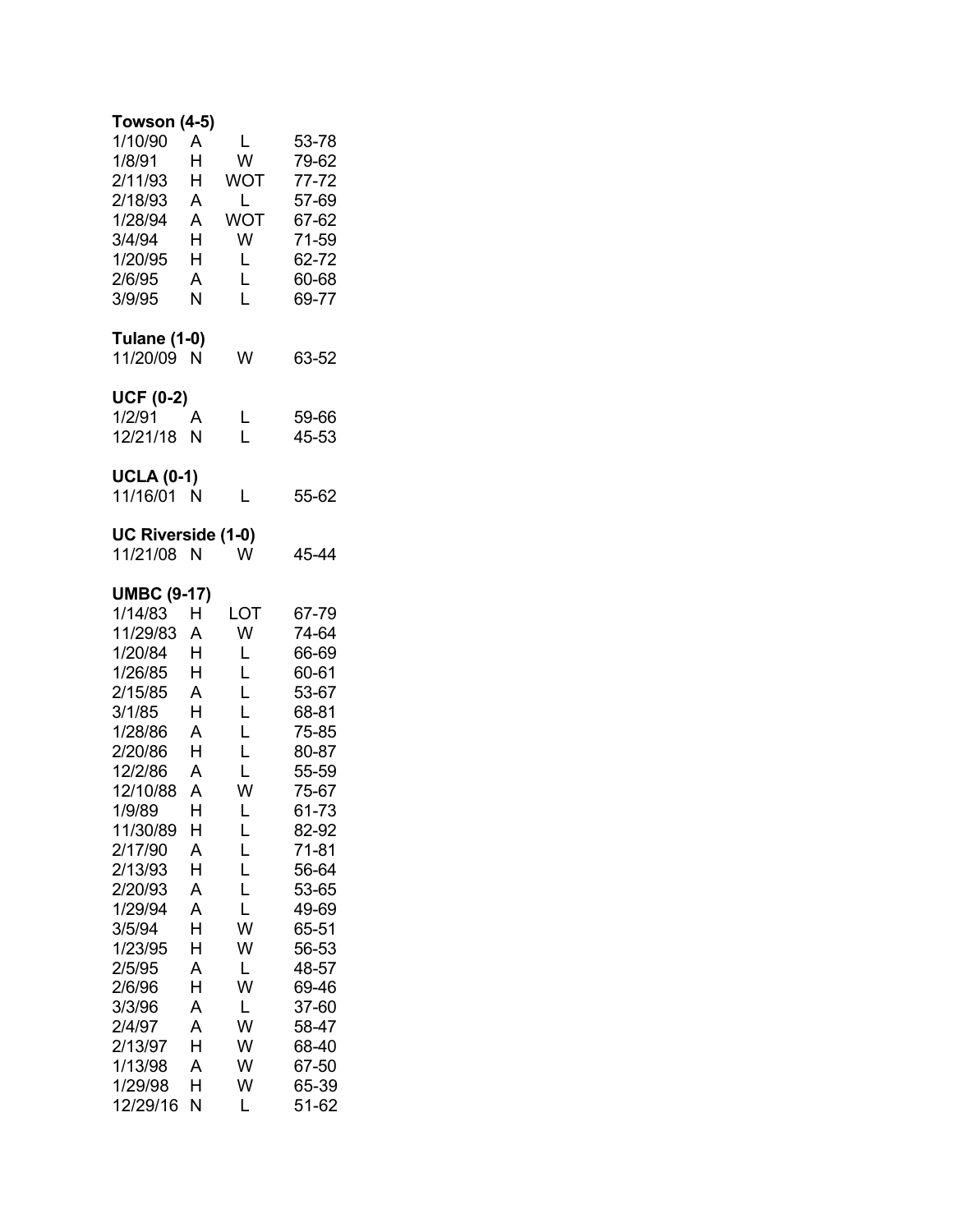**Towson (4-5)**

| | | | |
|---|---|---|---|
| 1/10/90 | A | L | 53-78 |
| 1/8/91 | H | W | 79-62 |
| 2/11/93 | H | WOT | 77-72 |
| 2/18/93 | A | L | 57-69 |
| 1/28/94 | A | WOT | 67-62 |
| 3/4/94 | H | W | 71-59 |
| 1/20/95 | H | L | 62-72 |
| 2/6/95 | A | L | 60-68 |
| 3/9/95 | N | L | 69-77 |

**Tulane (1-0)**

| | | | |
|---|---|---|---|
| 11/20/09 | N | W | 63-52 |

**UCF (0-2)**

| | | | |
|---|---|---|---|
| 1/2/91 | A | L | 59-66 |
| 12/21/18 | N | L | 45-53 |

**UCLA (0-1)**

| | | | |
|---|---|---|---|
| 11/16/01 | N | L | 55-62 |

**UC Riverside (1-0)**

| | | | |
|---|---|---|---|
| 11/21/08 | N | W | 45-44 |

**UMBC (9-17)**

| | | | |
|---|---|---|---|
| 1/14/83 | H | LOT | 67-79 |
| 11/29/83 | A | W | 74-64 |
| 1/20/84 | H | L | 66-69 |
| 1/26/85 | H | L | 60-61 |
| 2/15/85 | A | L | 53-67 |
| 3/1/85 | H | L | 68-81 |
| 1/28/86 | A | L | 75-85 |
| 2/20/86 | H | L | 80-87 |
| 12/2/86 | A | L | 55-59 |
| 12/10/88 | A | W | 75-67 |
| 1/9/89 | H | L | 61-73 |
| 11/30/89 | H | L | 82-92 |
| 2/17/90 | A | L | 71-81 |
| 2/13/93 | H | L | 56-64 |
| 2/20/93 | A | L | 53-65 |
| 1/29/94 | A | L | 49-69 |
| 3/5/94 | H | W | 65-51 |
| 1/23/95 | H | W | 56-53 |
| 2/5/95 | A | L | 48-57 |
| 2/6/96 | H | W | 69-46 |
| 3/3/96 | A | L | 37-60 |
| 2/4/97 | A | W | 58-47 |
| 2/13/97 | H | W | 68-40 |
| 1/13/98 | A | W | 67-50 |
| 1/29/98 | H | W | 65-39 |
| 12/29/16 | N | L | 51-62 |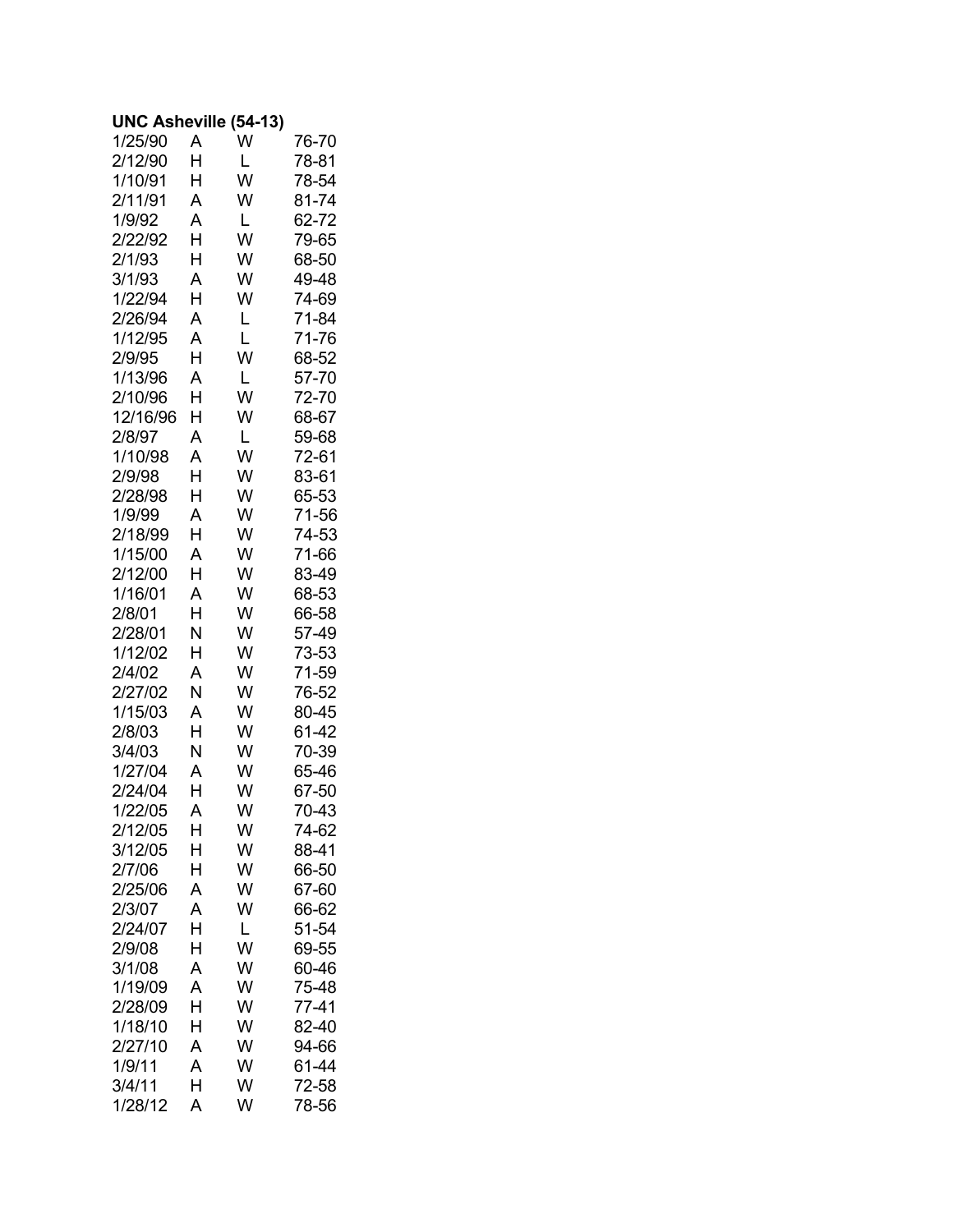**UNC Asheville (54-13)**

| | | | |
|---|---|---|---|
| 1/25/90 | A | W | 76-70 |
| 2/12/90 | H | L | 78-81 |
| 1/10/91 | H | W | 78-54 |
| 2/11/91 | A | W | 81-74 |
| 1/9/92 | A | L | 62-72 |
| 2/22/92 | H | W | 79-65 |
| 2/1/93 | H | W | 68-50 |
| 3/1/93 | A | W | 49-48 |
| 1/22/94 | H | W | 74-69 |
| 2/26/94 | A | L | 71-84 |
| 1/12/95 | A | L | 71-76 |
| 2/9/95 | H | W | 68-52 |
| 1/13/96 | A | L | 57-70 |
| 2/10/96 | H | W | 72-70 |
| 12/16/96 | H | W | 68-67 |
| 2/8/97 | A | L | 59-68 |
| 1/10/98 | A | W | 72-61 |
| 2/9/98 | H | W | 83-61 |
| 2/28/98 | H | W | 65-53 |
| 1/9/99 | A | W | 71-56 |
| 2/18/99 | H | W | 74-53 |
| 1/15/00 | A | W | 71-66 |
| 2/12/00 | H | W | 83-49 |
| 1/16/01 | A | W | 68-53 |
| 2/8/01 | H | W | 66-58 |
| 2/28/01 | N | W | 57-49 |
| 1/12/02 | H | W | 73-53 |
| 2/4/02 | A | W | 71-59 |
| 2/27/02 | N | W | 76-52 |
| 1/15/03 | A | W | 80-45 |
| 2/8/03 | H | W | 61-42 |
| 3/4/03 | N | W | 70-39 |
| 1/27/04 | A | W | 65-46 |
| 2/24/04 | H | W | 67-50 |
| 1/22/05 | A | W | 70-43 |
| 2/12/05 | H | W | 74-62 |
| 3/12/05 | H | W | 88-41 |
| 2/7/06 | H | W | 66-50 |
| 2/25/06 | A | W | 67-60 |
| 2/3/07 | A | W | 66-62 |
| 2/24/07 | H | L | 51-54 |
| 2/9/08 | H | W | 69-55 |
| 3/1/08 | A | W | 60-46 |
| 1/19/09 | A | W | 75-48 |
| 2/28/09 | H | W | 77-41 |
| 1/18/10 | H | W | 82-40 |
| 2/27/10 | A | W | 94-66 |
| 1/9/11 | A | W | 61-44 |
| 3/4/11 | H | W | 72-58 |
| 1/28/12 | A | W | 78-56 |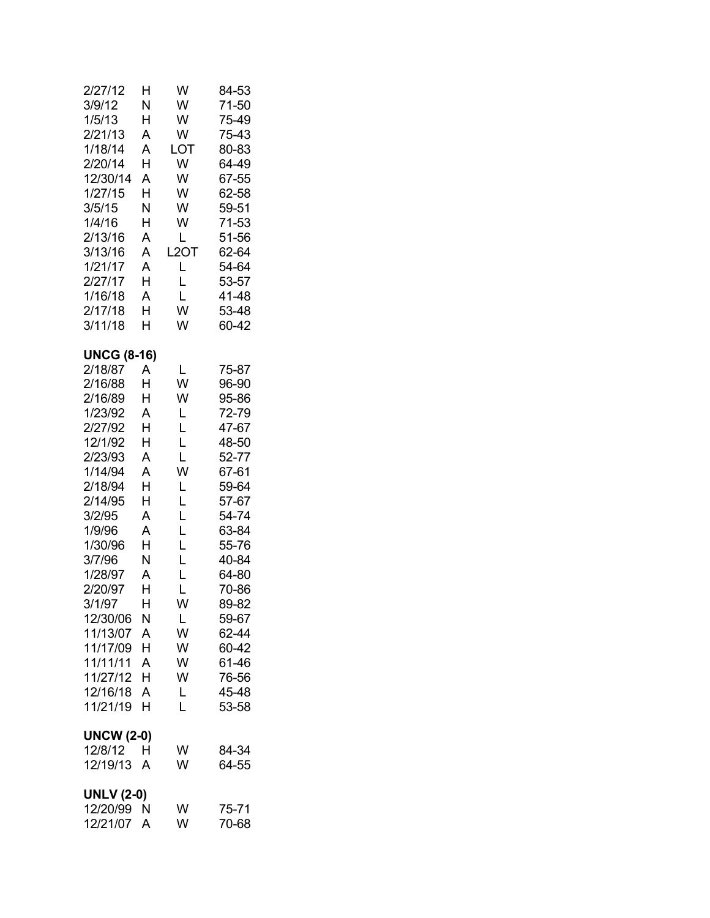| | | | |
|---|---|---|---|
| 2/27/12 | H | W | 84-53 |
| 3/9/12 | N | W | 71-50 |
| 1/5/13 | H | W | 75-49 |
| 2/21/13 | A | W | 75-43 |
| 1/18/14 | A | LOT | 80-83 |
| 2/20/14 | H | W | 64-49 |
| 12/30/14 | A | W | 67-55 |
| 1/27/15 | H | W | 62-58 |
| 3/5/15 | N | W | 59-51 |
| 1/4/16 | H | W | 71-53 |
| 2/13/16 | A | L | 51-56 |
| 3/13/16 | A | L2OT | 62-64 |
| 1/21/17 | A | L | 54-64 |
| 2/27/17 | H | L | 53-57 |
| 1/16/18 | A | L | 41-48 |
| 2/17/18 | H | W | 53-48 |
| 3/11/18 | H | W | 60-42 |

**UNCG (8-16)**

| | | | |
|---|---|---|---|
| 2/18/87 | A | L | 75-87 |
| 2/16/88 | H | W | 96-90 |
| 2/16/89 | H | W | 95-86 |
| 1/23/92 | A | L | 72-79 |
| 2/27/92 | H | L | 47-67 |
| 12/1/92 | H | L | 48-50 |
| 2/23/93 | A | L | 52-77 |
| 1/14/94 | A | W | 67-61 |
| 2/18/94 | H | L | 59-64 |
| 2/14/95 | H | L | 57-67 |
| 3/2/95 | A | L | 54-74 |
| 1/9/96 | A | L | 63-84 |
| 1/30/96 | H | L | 55-76 |
| 3/7/96 | N | L | 40-84 |
| 1/28/97 | A | L | 64-80 |
| 2/20/97 | H | L | 70-86 |
| 3/1/97 | H | W | 89-82 |
| 12/30/06 | N | L | 59-67 |
| 11/13/07 | A | W | 62-44 |
| 11/17/09 | H | W | 60-42 |
| 11/11/11 | A | W | 61-46 |
| 11/27/12 | H | W | 76-56 |
| 12/16/18 | A | L | 45-48 |
| 11/21/19 | H | L | 53-58 |

**UNCW (2-0)**

| | | | |
|---|---|---|---|
| 12/8/12 | H | W | 84-34 |
| 12/19/13 | A | W | 64-55 |

**UNLV (2-0)**

| | | | |
|---|---|---|---|
| 12/20/99 | N | W | 75-71 |
| 12/21/07 | A | W | 70-68 |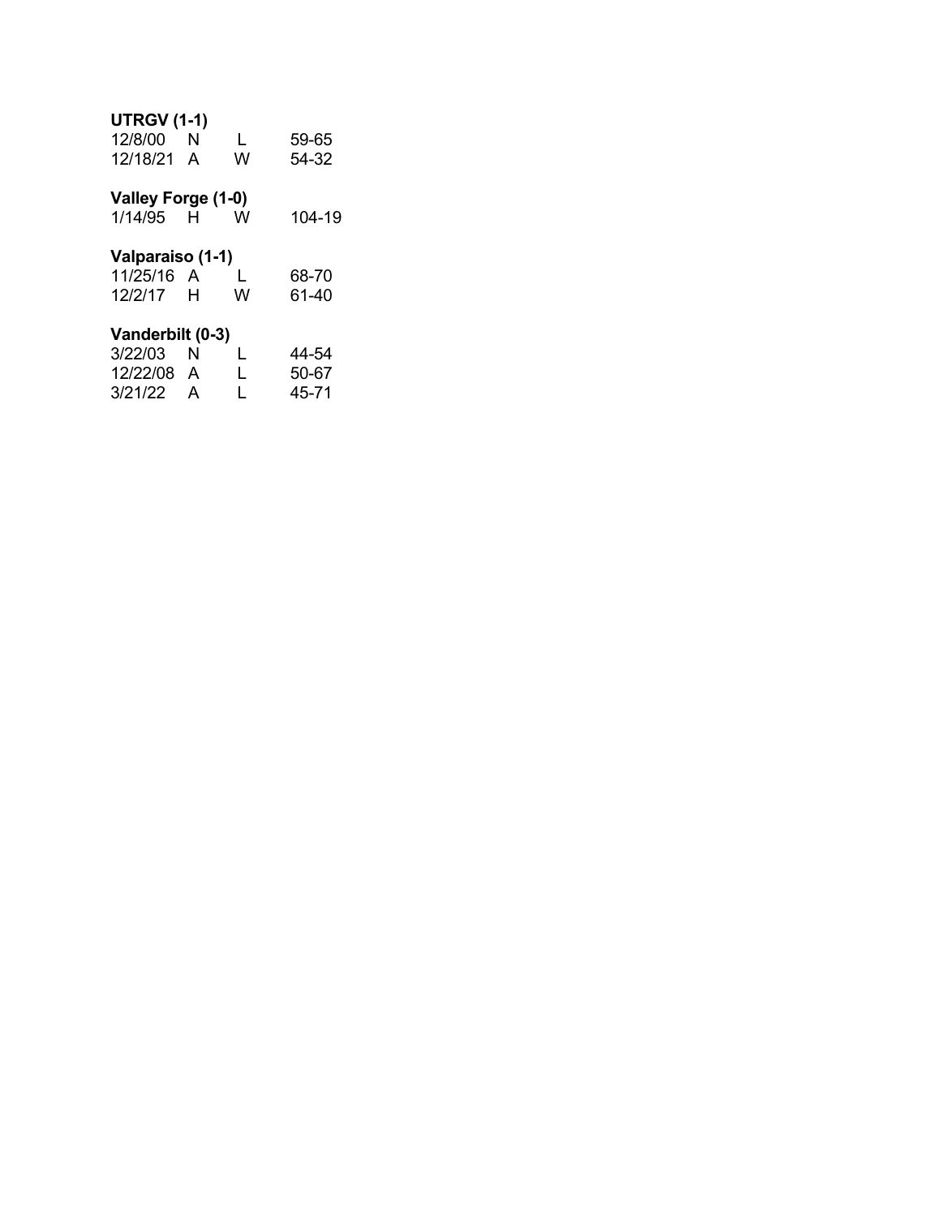**UTRGV (1-1)**

| | | | |
|---|---|---|---|
| 12/8/00 | N | L | 59-65 |
| 12/18/21 | A | W | 54-32 |

**Valley Forge (1-0)**

| | | | |
|---|---|---|---|
| 1/14/95 | H | W | 104-19 |

**Valparaiso (1-1)**

| | | | |
|---|---|---|---|
| 11/25/16 | A | L | 68-70 |
| 12/2/17 | H | W | 61-40 |

**Vanderbilt (0-3)**

| | | | |
|---|---|---|---|
| 3/22/03 | N | L | 44-54 |
| 12/22/08 | A | L | 50-67 |
| 3/21/22 | A | L | 45-71 |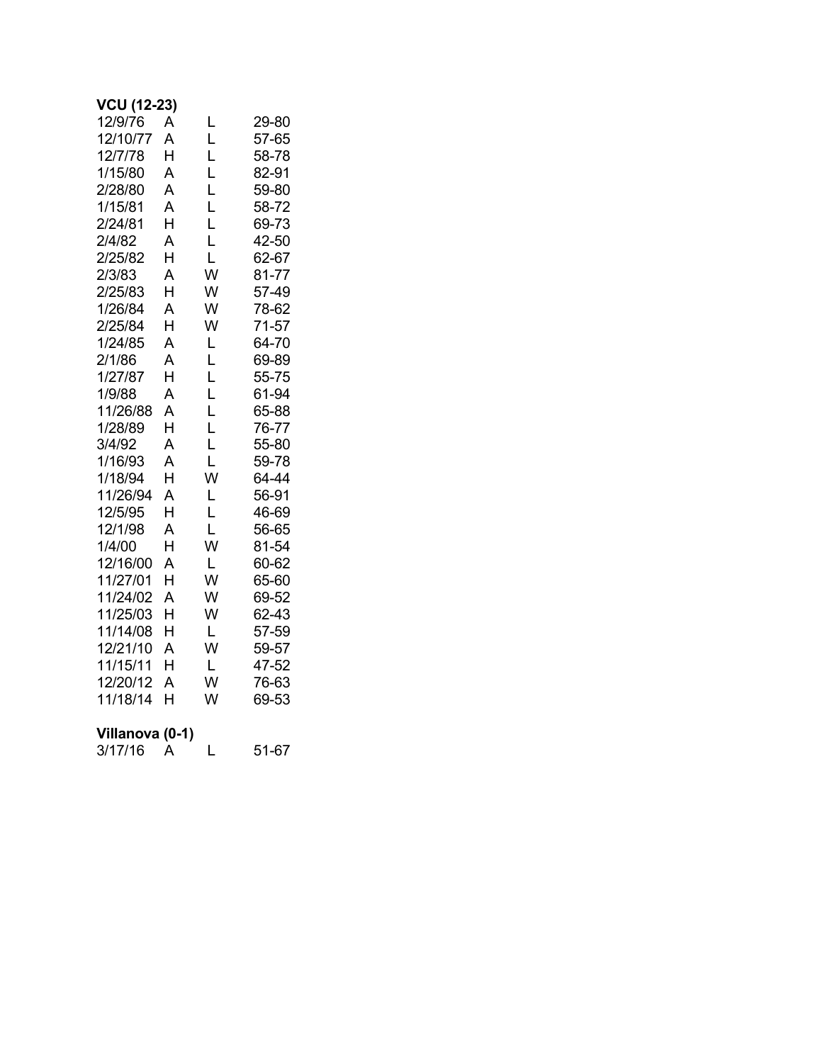**VCU (12-23)**

| | | | |
|---|---|---|---|
| 12/9/76 | A | L | 29-80 |
| 12/10/77 | A | L | 57-65 |
| 12/7/78 | H | L | 58-78 |
| 1/15/80 | A | L | 82-91 |
| 2/28/80 | A | L | 59-80 |
| 1/15/81 | A | L | 58-72 |
| 2/24/81 | H | L | 69-73 |
| 2/4/82 | A | L | 42-50 |
| 2/25/82 | H | L | 62-67 |
| 2/3/83 | A | W | 81-77 |
| 2/25/83 | H | W | 57-49 |
| 1/26/84 | A | W | 78-62 |
| 2/25/84 | H | W | 71-57 |
| 1/24/85 | A | L | 64-70 |
| 2/1/86 | A | L | 69-89 |
| 1/27/87 | H | L | 55-75 |
| 1/9/88 | A | L | 61-94 |
| 11/26/88 | A | L | 65-88 |
| 1/28/89 | H | L | 76-77 |
| 3/4/92 | A | L | 55-80 |
| 1/16/93 | A | L | 59-78 |
| 1/18/94 | H | W | 64-44 |
| 11/26/94 | A | L | 56-91 |
| 12/5/95 | H | L | 46-69 |
| 12/1/98 | A | L | 56-65 |
| 1/4/00 | H | W | 81-54 |
| 12/16/00 | A | L | 60-62 |
| 11/27/01 | H | W | 65-60 |
| 11/24/02 | A | W | 69-52 |
| 11/25/03 | H | W | 62-43 |
| 11/14/08 | H | L | 57-59 |
| 12/21/10 | A | W | 59-57 |
| 11/15/11 | H | L | 47-52 |
| 12/20/12 | A | W | 76-63 |
| 11/18/14 | H | W | 69-53 |

**Villanova (0-1)**

| | | | |
|---|---|---|---|
| 3/17/16 | A | L | 51-67 |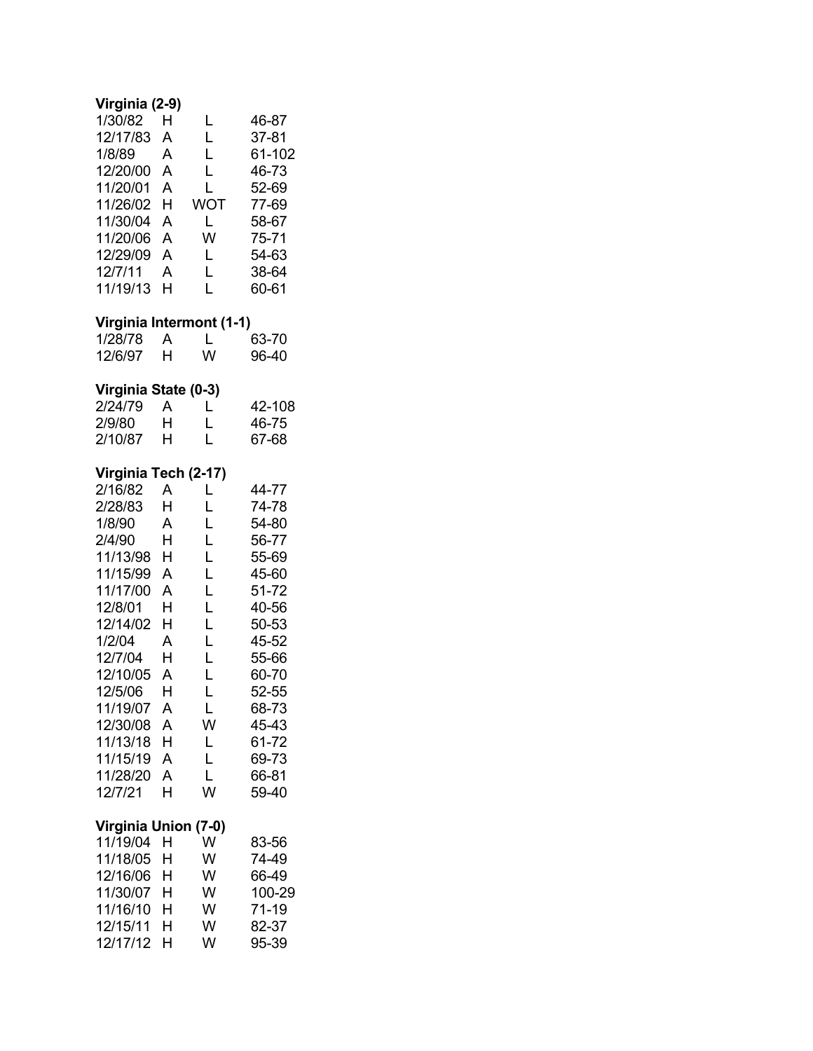**Virginia (2-9)**

| | | | |
|---|---|---|---|
| 1/30/82 | H | L | 46-87 |
| 12/17/83 | A | L | 37-81 |
| 1/8/89 | A | L | 61-102 |
| 12/20/00 | A | L | 46-73 |
| 11/20/01 | A | L | 52-69 |
| 11/26/02 | H | WOT | 77-69 |
| 11/30/04 | A | L | 58-67 |
| 11/20/06 | A | W | 75-71 |
| 12/29/09 | A | L | 54-63 |
| 12/7/11 | A | L | 38-64 |
| 11/19/13 | H | L | 60-61 |

**Virginia Intermont (1-1)**

| | | | |
|---|---|---|---|
| 1/28/78 | A | L | 63-70 |
| 12/6/97 | H | W | 96-40 |

**Virginia State (0-3)**

| | | | |
|---|---|---|---|
| 2/24/79 | A | L | 42-108 |
| 2/9/80 | H | L | 46-75 |
| 2/10/87 | H | L | 67-68 |

**Virginia Tech (2-17)**

| | | | |
|---|---|---|---|
| 2/16/82 | A | L | 44-77 |
| 2/28/83 | H | L | 74-78 |
| 1/8/90 | A | L | 54-80 |
| 2/4/90 | H | L | 56-77 |
| 11/13/98 | H | L | 55-69 |
| 11/15/99 | A | L | 45-60 |
| 11/17/00 | A | L | 51-72 |
| 12/8/01 | H | L | 40-56 |
| 12/14/02 | H | L | 50-53 |
| 1/2/04 | A | L | 45-52 |
| 12/7/04 | H | L | 55-66 |
| 12/10/05 | A | L | 60-70 |
| 12/5/06 | H | L | 52-55 |
| 11/19/07 | A | L | 68-73 |
| 12/30/08 | A | W | 45-43 |
| 11/13/18 | H | L | 61-72 |
| 11/15/19 | A | L | 69-73 |
| 11/28/20 | A | L | 66-81 |
| 12/7/21 | H | W | 59-40 |

**Virginia Union (7-0)**

| | | | |
|---|---|---|---|
| 11/19/04 | H | W | 83-56 |
| 11/18/05 | H | W | 74-49 |
| 12/16/06 | H | W | 66-49 |
| 11/30/07 | H | W | 100-29 |
| 11/16/10 | H | W | 71-19 |
| 12/15/11 | H | W | 82-37 |
| 12/17/12 | H | W | 95-39 |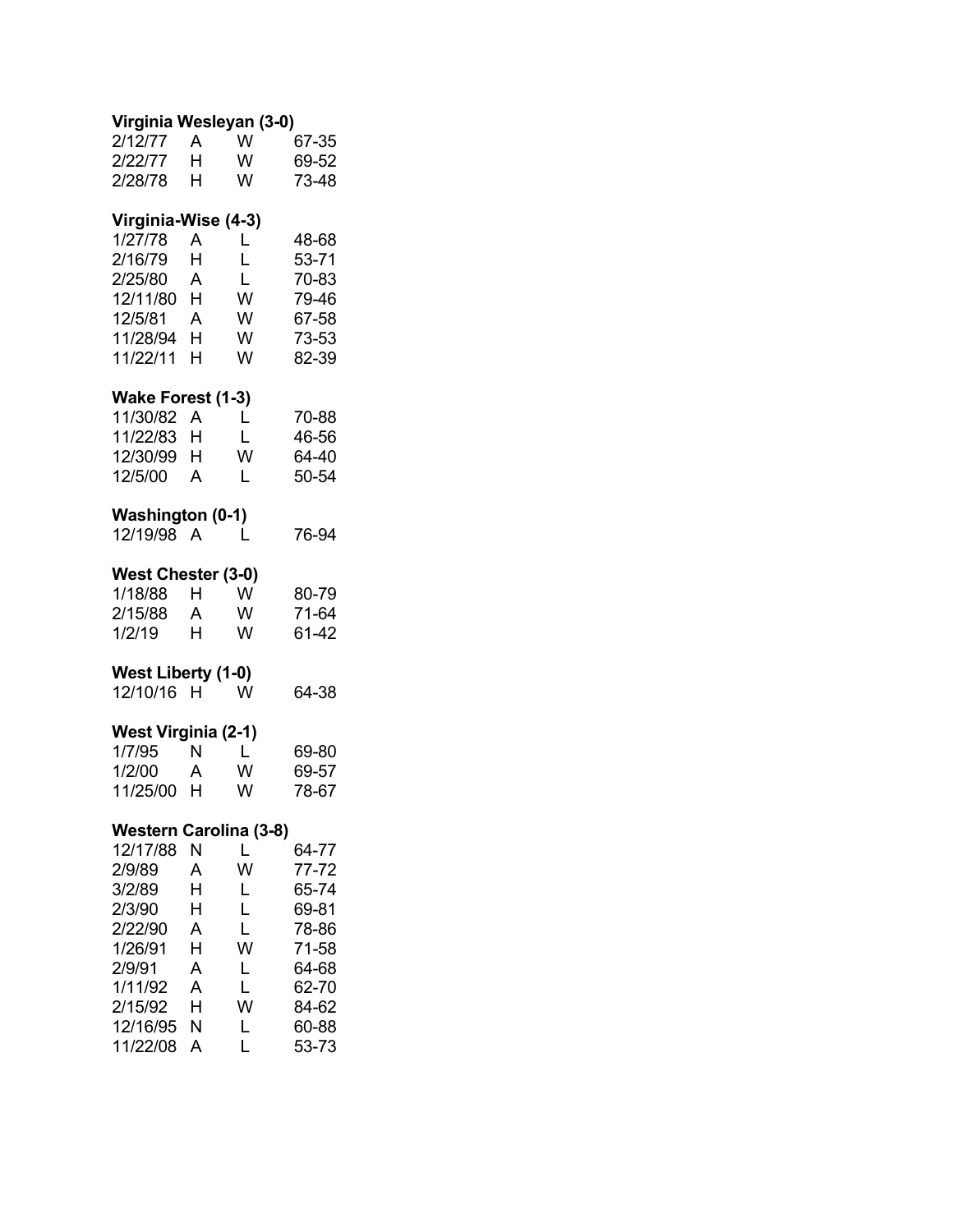**Virginia Wesleyan (3-0)**

| | | | |
|---|---|---|---|
| 2/12/77 | A | W | 67-35 |
| 2/22/77 | H | W | 69-52 |
| 2/28/78 | H | W | 73-48 |

**Virginia-Wise (4-3)**

| | | | |
|---|---|---|---|
| 1/27/78 | A | L | 48-68 |
| 2/16/79 | H | L | 53-71 |
| 2/25/80 | A | L | 70-83 |
| 12/11/80 | H | W | 79-46 |
| 12/5/81 | A | W | 67-58 |
| 11/28/94 | H | W | 73-53 |
| 11/22/11 | H | W | 82-39 |

**Wake Forest (1-3)**

| | | | |
|---|---|---|---|
| 11/30/82 | A | L | 70-88 |
| 11/22/83 | H | L | 46-56 |
| 12/30/99 | H | W | 64-40 |
| 12/5/00 | A | L | 50-54 |

**Washington (0-1)**

| | | | |
|---|---|---|---|
| 12/19/98 | A | L | 76-94 |

**West Chester (3-0)**

| | | | |
|---|---|---|---|
| 1/18/88 | H | W | 80-79 |
| 2/15/88 | A | W | 71-64 |
| 1/2/19 | H | W | 61-42 |

**West Liberty (1-0)**

| | | | |
|---|---|---|---|
| 12/10/16 | H | W | 64-38 |

**West Virginia (2-1)**

| | | | |
|---|---|---|---|
| 1/7/95 | N | L | 69-80 |
| 1/2/00 | A | W | 69-57 |
| 11/25/00 | H | W | 78-67 |

**Western Carolina (3-8)**

| | | | |
|---|---|---|---|
| 12/17/88 | N | L | 64-77 |
| 2/9/89 | A | W | 77-72 |
| 3/2/89 | H | L | 65-74 |
| 2/3/90 | H | L | 69-81 |
| 2/22/90 | A | L | 78-86 |
| 1/26/91 | H | W | 71-58 |
| 2/9/91 | A | L | 64-68 |
| 1/11/92 | A | L | 62-70 |
| 2/15/92 | H | W | 84-62 |
| 12/16/95 | N | L | 60-88 |
| 11/22/08 | A | L | 53-73 |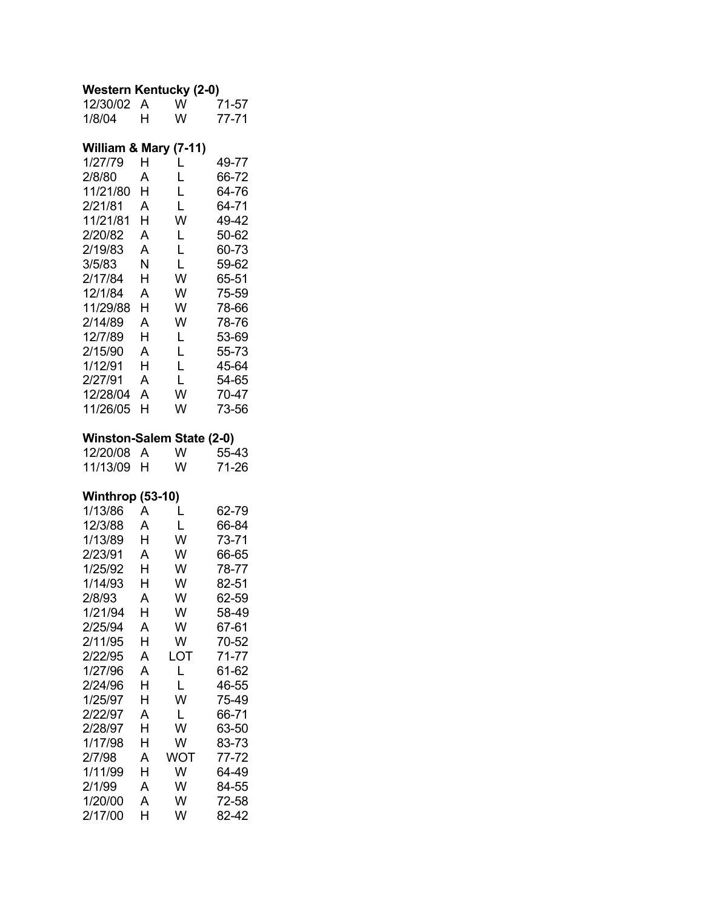**Western Kentucky (2-0)**

| | | | |
|---|---|---|---|
| 12/30/02 | A | W | 71-57 |
| 1/8/04 | H | W | 77-71 |

**William & Mary (7-11)**

| | | | |
|---|---|---|---|
| 1/27/79 | H | L | 49-77 |
| 2/8/80 | A | L | 66-72 |
| 11/21/80 | H | L | 64-76 |
| 2/21/81 | A | L | 64-71 |
| 11/21/81 | H | W | 49-42 |
| 2/20/82 | A | L | 50-62 |
| 2/19/83 | A | L | 60-73 |
| 3/5/83 | N | L | 59-62 |
| 2/17/84 | H | W | 65-51 |
| 12/1/84 | A | W | 75-59 |
| 11/29/88 | H | W | 78-66 |
| 2/14/89 | A | W | 78-76 |
| 12/7/89 | H | L | 53-69 |
| 2/15/90 | A | L | 55-73 |
| 1/12/91 | H | L | 45-64 |
| 2/27/91 | A | L | 54-65 |
| 12/28/04 | A | W | 70-47 |
| 11/26/05 | H | W | 73-56 |

**Winston-Salem State (2-0)**

| | | | |
|---|---|---|---|
| 12/20/08 | A | W | 55-43 |
| 11/13/09 | H | W | 71-26 |

**Winthrop (53-10)**

| | | | |
|---|---|---|---|
| 1/13/86 | A | L | 62-79 |
| 12/3/88 | A | L | 66-84 |
| 1/13/89 | H | W | 73-71 |
| 2/23/91 | A | W | 66-65 |
| 1/25/92 | H | W | 78-77 |
| 1/14/93 | H | W | 82-51 |
| 2/8/93 | A | W | 62-59 |
| 1/21/94 | H | W | 58-49 |
| 2/25/94 | A | W | 67-61 |
| 2/11/95 | H | W | 70-52 |
| 2/22/95 | A | LOT | 71-77 |
| 1/27/96 | A | L | 61-62 |
| 2/24/96 | H | L | 46-55 |
| 1/25/97 | H | W | 75-49 |
| 2/22/97 | A | L | 66-71 |
| 2/28/97 | H | W | 63-50 |
| 1/17/98 | H | W | 83-73 |
| 2/7/98 | A | WOT | 77-72 |
| 1/11/99 | H | W | 64-49 |
| 2/1/99 | A | W | 84-55 |
| 1/20/00 | A | W | 72-58 |
| 2/17/00 | H | W | 82-42 |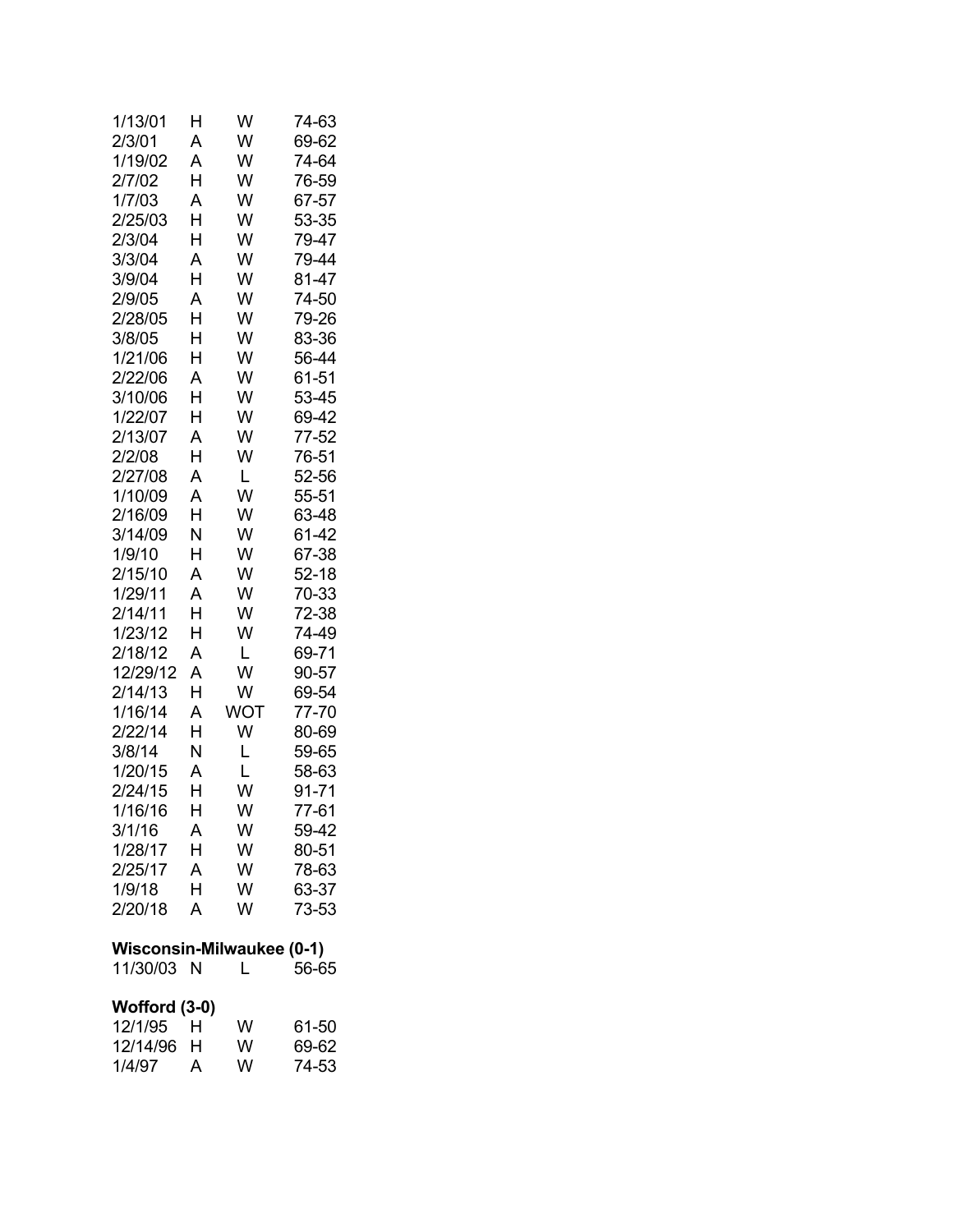| | | | |
|---|---|---|---|
| 1/13/01 | H | W | 74-63 |
| 2/3/01 | A | W | 69-62 |
| 1/19/02 | A | W | 74-64 |
| 2/7/02 | H | W | 76-59 |
| 1/7/03 | A | W | 67-57 |
| 2/25/03 | H | W | 53-35 |
| 2/3/04 | H | W | 79-47 |
| 3/3/04 | A | W | 79-44 |
| 3/9/04 | H | W | 81-47 |
| 2/9/05 | A | W | 74-50 |
| 2/28/05 | H | W | 79-26 |
| 3/8/05 | H | W | 83-36 |
| 1/21/06 | H | W | 56-44 |
| 2/22/06 | A | W | 61-51 |
| 3/10/06 | H | W | 53-45 |
| 1/22/07 | H | W | 69-42 |
| 2/13/07 | A | W | 77-52 |
| 2/2/08 | H | W | 76-51 |
| 2/27/08 | A | L | 52-56 |
| 1/10/09 | A | W | 55-51 |
| 2/16/09 | H | W | 63-48 |
| 3/14/09 | N | W | 61-42 |
| 1/9/10 | H | W | 67-38 |
| 2/15/10 | A | W | 52-18 |
| 1/29/11 | A | W | 70-33 |
| 2/14/11 | H | W | 72-38 |
| 1/23/12 | H | W | 74-49 |
| 2/18/12 | A | L | 69-71 |
| 12/29/12 | A | W | 90-57 |
| 2/14/13 | H | W | 69-54 |
| 1/16/14 | A | WOT | 77-70 |
| 2/22/14 | H | W | 80-69 |
| 3/8/14 | N | L | 59-65 |
| 1/20/15 | A | L | 58-63 |
| 2/24/15 | H | W | 91-71 |
| 1/16/16 | H | W | 77-61 |
| 3/1/16 | A | W | 59-42 |
| 1/28/17 | H | W | 80-51 |
| 2/25/17 | A | W | 78-63 |
| 1/9/18 | H | W | 63-37 |
| 2/20/18 | A | W | 73-53 |

**Wisconsin-Milwaukee (0-1)**

| | | | |
|---|---|---|---|
| 11/30/03 | N | L | 56-65 |

**Wofford (3-0)**

| | | | |
|---|---|---|---|
| 12/1/95 | H | W | 61-50 |
| 12/14/96 | H | W | 69-62 |
| 1/4/97 | A | W | 74-53 |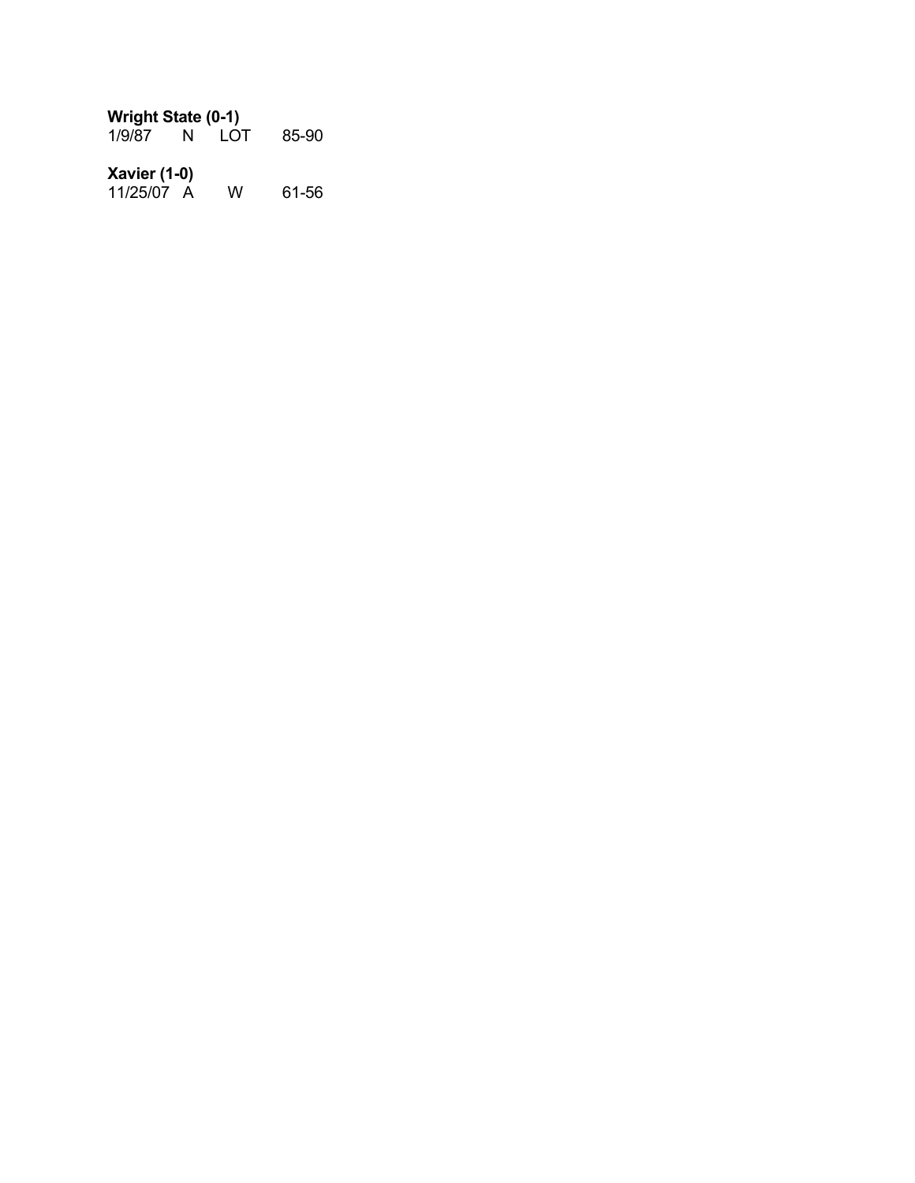**Wright State (0-1)**

| | | | |
|---|---|---|---|
| 1/9/87 | N | LOT | 85-90 |

**Xavier (1-0)**

| | | | |
|---|---|---|---|
| 11/25/07 | A | W | 61-56 |